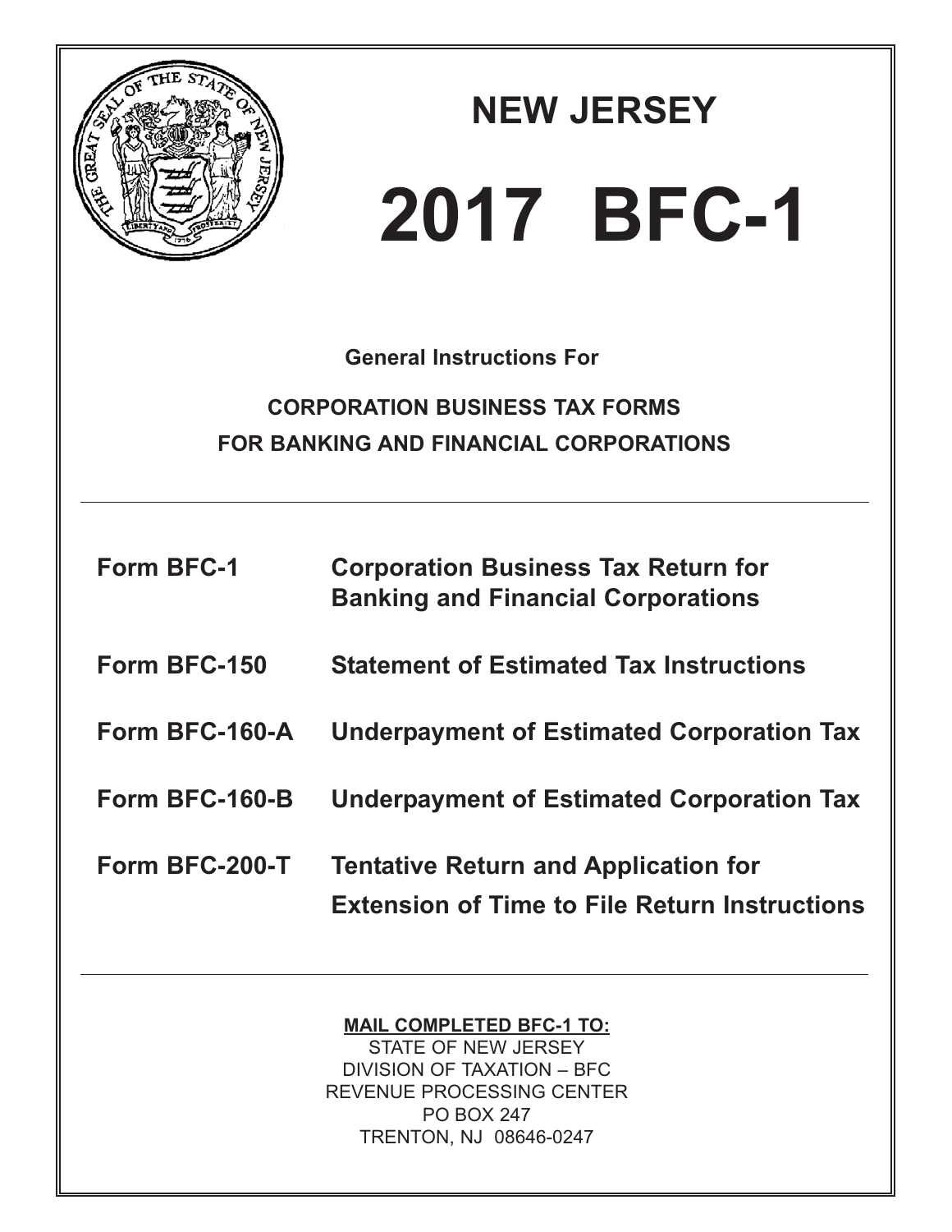# NEW JERSEY

# 2017 BFC-1

**General Instructions For**

**CORPORATION BUSINESS TAX FORMS**
**FOR BANKING AND FINANCIAL CORPORATIONS**

---

| | |
|---|---|
| **Form BFC-1** | **Corporation Business Tax Return for Banking and Financial Corporations** |
| **Form BFC-150** | **Statement of Estimated Tax Instructions** |
| **Form BFC-160-A** | **Underpayment of Estimated Corporation Tax** |
| **Form BFC-160-B** | **Underpayment of Estimated Corporation Tax** |
| **Form BFC-200-T** | **Tentative Return and Application for Extension of Time to File Return Instructions** |

---

**MAIL COMPLETED BFC-1 TO:**
STATE OF NEW JERSEY
DIVISION OF TAXATION – BFC
REVENUE PROCESSING CENTER
PO BOX 247
TRENTON, NJ 08646-0247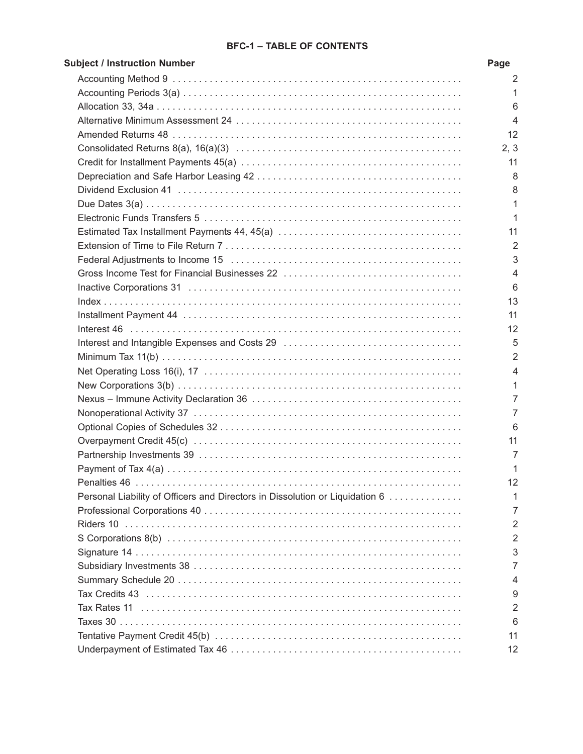# BFC-1 – TABLE OF CONTENTS

| Subject / Instruction Number | Page |
| --- | --- |
| Accounting Method 9 | 2 |
| Accounting Periods 3(a) | 1 |
| Allocation 33, 34a | 6 |
| Alternative Minimum Assessment 24 | 4 |
| Amended Returns 48 | 12 |
| Consolidated Returns 8(a), 16(a)(3) | 2, 3 |
| Credit for Installment Payments 45(a) | 11 |
| Depreciation and Safe Harbor Leasing 42 | 8 |
| Dividend Exclusion 41 | 8 |
| Due Dates 3(a) | 1 |
| Electronic Funds Transfers 5 | 1 |
| Estimated Tax Installment Payments 44, 45(a) | 11 |
| Extension of Time to File Return 7 | 2 |
| Federal Adjustments to Income 15 | 3 |
| Gross Income Test for Financial Businesses 22 | 4 |
| Inactive Corporations 31 | 6 |
| Index | 13 |
| Installment Payment 44 | 11 |
| Interest 46 | 12 |
| Interest and Intangible Expenses and Costs 29 | 5 |
| Minimum Tax 11(b) | 2 |
| Net Operating Loss 16(i), 17 | 4 |
| New Corporations 3(b) | 1 |
| Nexus – Immune Activity Declaration 36 | 7 |
| Nonoperational Activity 37 | 7 |
| Optional Copies of Schedules 32 | 6 |
| Overpayment Credit 45(c) | 11 |
| Partnership Investments 39 | 7 |
| Payment of Tax 4(a) | 1 |
| Penalties 46 | 12 |
| Personal Liability of Officers and Directors in Dissolution or Liquidation 6 | 1 |
| Professional Corporations 40 | 7 |
| Riders 10 | 2 |
| S Corporations 8(b) | 2 |
| Signature 14 | 3 |
| Subsidiary Investments 38 | 7 |
| Summary Schedule 20 | 4 |
| Tax Credits 43 | 9 |
| Tax Rates 11 | 2 |
| Taxes 30 | 6 |
| Tentative Payment Credit 45(b) | 11 |
| Underpayment of Estimated Tax 46 | 12 |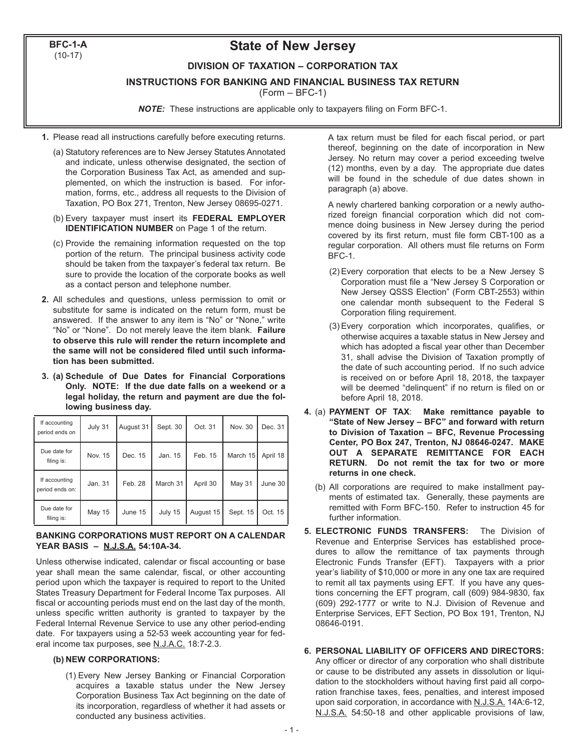BFC-1-A
(10-17)

# State of New Jersey

## DIVISION OF TAXATION – CORPORATION TAX

### INSTRUCTIONS FOR BANKING AND FINANCIAL BUSINESS TAX RETURN

(Form – BFC-1)

***NOTE:*** These instructions are applicable only to taxpayers filing on Form BFC-1.

1. Please read all instructions carefully before executing returns.

   (a) Statutory references are to New Jersey Statutes Annotated and indicate, unless otherwise designated, the section of the Corporation Business Tax Act, as amended and supplemented, on which the instruction is based. For information, forms, etc., address all requests to the Division of Taxation, PO Box 271, Trenton, New Jersey 08695-0271.

   (b) Every taxpayer must insert its **FEDERAL EMPLOYER IDENTIFICATION NUMBER** on Page 1 of the return.

   (c) Provide the remaining information requested on the top portion of the return. The principal business activity code should be taken from the taxpayer's federal tax return. Be sure to provide the location of the corporate books as well as a contact person and telephone number.

2. All schedules and questions, unless permission to omit or substitute for same is indicated on the return form, must be answered. If the answer to any item is "No" or "None," write "No" or "None". Do not merely leave the item blank. **Failure to observe this rule will render the return incomplete and the same will not be considered filed until such information has been submitted.**

3. **(a) Schedule of Due Dates for Financial Corporations Only. NOTE: If the due date falls on a weekend or a legal holiday, the return and payment are due the following business day.**

| If accounting period ends on | July 31 | August 31 | Sept. 30 | Oct. 31 | Nov. 30 | Dec. 31 |
|---|---|---|---|---|---|---|
| Due date for filing is: | Nov. 15 | Dec. 15 | Jan. 15 | Feb. 15 | March 15 | April 18 |
| If accounting period ends on: | Jan. 31 | Feb. 28 | March 31 | April 30 | May 31 | June 30 |
| Due date for filing is: | May 15 | June 15 | July 15 | August 15 | Sept. 15 | Oct. 15 |

**BANKING CORPORATIONS MUST REPORT ON A CALENDAR YEAR BASIS – N.J.S.A. 54:10A-34.**

Unless otherwise indicated, calendar or fiscal accounting or base year shall mean the same calendar, fiscal, or other accounting period upon which the taxpayer is required to report to the United States Treasury Department for Federal Income Tax purposes. All fiscal or accounting periods must end on the last day of the month, unless specific written authority is granted to taxpayer by the Federal Internal Revenue Service to use any other period-ending date. For taxpayers using a 52-53 week accounting year for federal income tax purposes, see N.J.A.C. 18:7-2.3.

**(b) NEW CORPORATIONS:**

(1) Every New Jersey Banking or Financial Corporation acquires a taxable status under the New Jersey Corporation Business Tax Act beginning on the date of its incorporation, regardless of whether it had assets or conducted any business activities.

A tax return must be filed for each fiscal period, or part thereof, beginning on the date of incorporation in New Jersey. No return may cover a period exceeding twelve (12) months, even by a day. The appropriate due dates will be found in the schedule of due dates shown in paragraph (a) above.

A newly chartered banking corporation or a newly authorized foreign financial corporation which did not commence doing business in New Jersey during the period covered by its first return, must file form CBT-100 as a regular corporation. All others must file returns on Form BFC-1.

(2) Every corporation that elects to be a New Jersey S Corporation must file a "New Jersey S Corporation or New Jersey QSSS Election" (Form CBT-2553) within one calendar month subsequent to the Federal S Corporation filing requirement.

(3) Every corporation which incorporates, qualifies, or otherwise acquires a taxable status in New Jersey and which has adopted a fiscal year other than December 31, shall advise the Division of Taxation promptly of the date of such accounting period. If no such advice is received on or before April 18, 2018, the taxpayer will be deemed "delinquent" if no return is filed on or before April 18, 2018.

4. (a) **PAYMENT OF TAX**: **Make remittance payable to "State of New Jersey – BFC" and forward with return to Division of Taxation – BFC, Revenue Processing Center, PO Box 247, Trenton, NJ 08646-0247. MAKE OUT A SEPARATE REMITTANCE FOR EACH RETURN. Do not remit the tax for two or more returns in one check.**

   (b) All corporations are required to make installment payments of estimated tax. Generally, these payments are remitted with Form BFC-150. Refer to instruction 45 for further information.

5. **ELECTRONIC FUNDS TRANSFERS:** The Division of Revenue and Enterprise Services has established procedures to allow the remittance of tax payments through Electronic Funds Transfer (EFT). Taxpayers with a prior year's liability of $10,000 or more in any one tax are required to remit all tax payments using EFT. If you have any questions concerning the EFT program, call (609) 984-9830, fax (609) 292-1777 or write to N.J. Division of Revenue and Enterprise Services, EFT Section, PO Box 191, Trenton, NJ 08646-0191.

6. **PERSONAL LIABILITY OF OFFICERS AND DIRECTORS:** Any officer or director of any corporation who shall distribute or cause to be distributed any assets in dissolution or liquidation to the stockholders without having first paid all corporation franchise taxes, fees, penalties, and interest imposed upon said corporation, in accordance with N.J.S.A. 14A:6-12, N.J.S.A. 54:50-18 and other applicable provisions of law,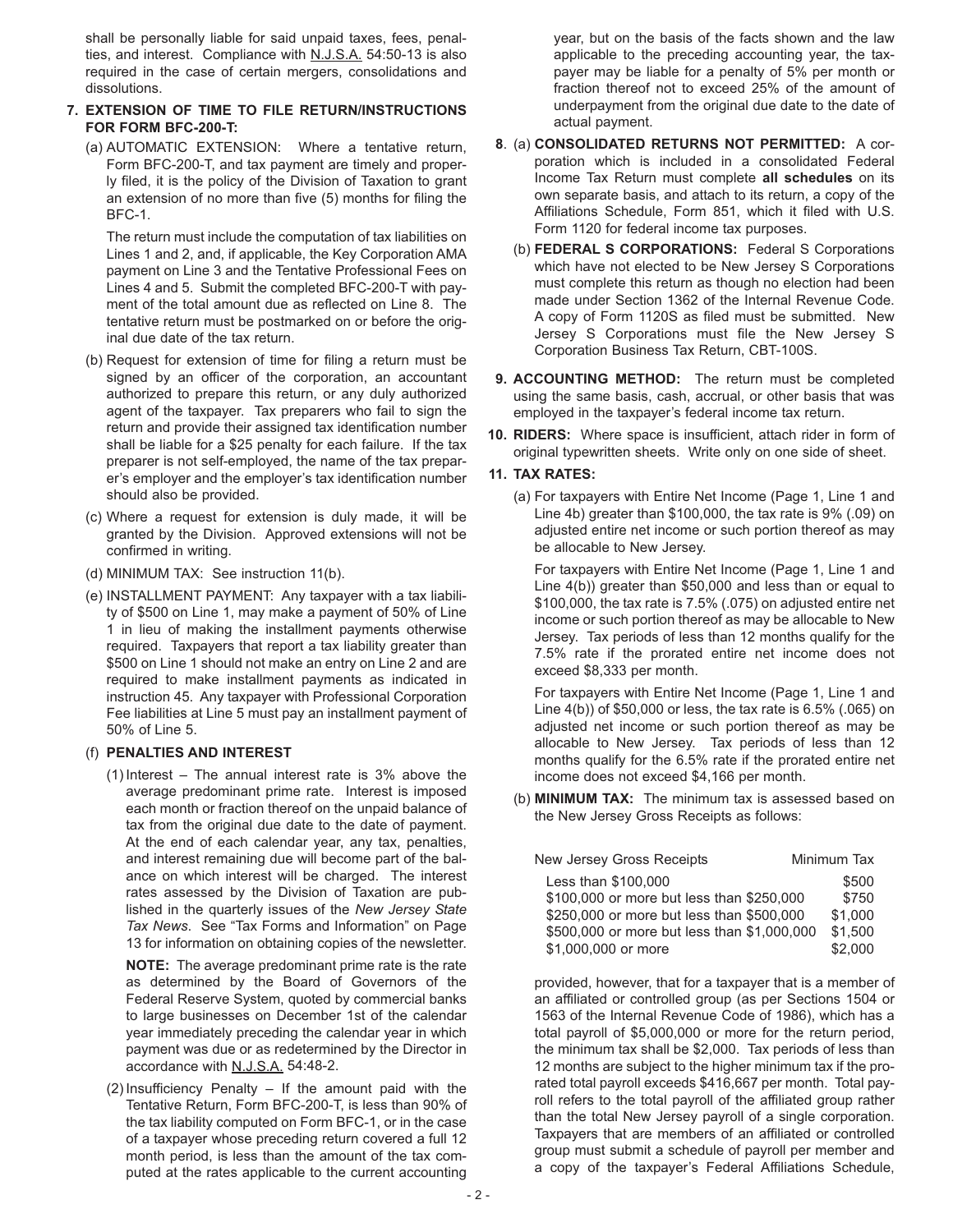shall be personally liable for said unpaid taxes, fees, penalties, and interest. Compliance with N.J.S.A. 54:50-13 is also required in the case of certain mergers, consolidations and dissolutions.

**7. EXTENSION OF TIME TO FILE RETURN/INSTRUCTIONS FOR FORM BFC-200-T:**

(a) AUTOMATIC EXTENSION: Where a tentative return, Form BFC-200-T, and tax payment are timely and properly filed, it is the policy of the Division of Taxation to grant an extension of no more than five (5) months for filing the BFC-1.

The return must include the computation of tax liabilities on Lines 1 and 2, and, if applicable, the Key Corporation AMA payment on Line 3 and the Tentative Professional Fees on Lines 4 and 5. Submit the completed BFC-200-T with payment of the total amount due as reflected on Line 8. The tentative return must be postmarked on or before the original due date of the tax return.

(b) Request for extension of time for filing a return must be signed by an officer of the corporation, an accountant authorized to prepare this return, or any duly authorized agent of the taxpayer. Tax preparers who fail to sign the return and provide their assigned tax identification number shall be liable for a $25 penalty for each failure. If the tax preparer is not self-employed, the name of the tax preparer's employer and the employer's tax identification number should also be provided.

(c) Where a request for extension is duly made, it will be granted by the Division. Approved extensions will not be confirmed in writing.

(d) MINIMUM TAX: See instruction 11(b).

(e) INSTALLMENT PAYMENT: Any taxpayer with a tax liability of $500 on Line 1, may make a payment of 50% of Line 1 in lieu of making the installment payments otherwise required. Taxpayers that report a tax liability greater than $500 on Line 1 should not make an entry on Line 2 and are required to make installment payments as indicated in instruction 45. Any taxpayer with Professional Corporation Fee liabilities at Line 5 must pay an installment payment of 50% of Line 5.

(f) **PENALTIES AND INTEREST**

(1) Interest – The annual interest rate is 3% above the average predominant prime rate. Interest is imposed each month or fraction thereof on the unpaid balance of tax from the original due date to the date of payment. At the end of each calendar year, any tax, penalties, and interest remaining due will become part of the balance on which interest will be charged. The interest rates assessed by the Division of Taxation are published in the quarterly issues of the *New Jersey State Tax News*. See "Tax Forms and Information" on Page 13 for information on obtaining copies of the newsletter.

**NOTE:** The average predominant prime rate is the rate as determined by the Board of Governors of the Federal Reserve System, quoted by commercial banks to large businesses on December 1st of the calendar year immediately preceding the calendar year in which payment was due or as redetermined by the Director in accordance with N.J.S.A. 54:48-2.

(2) Insufficiency Penalty – If the amount paid with the Tentative Return, Form BFC-200-T, is less than 90% of the tax liability computed on Form BFC-1, or in the case of a taxpayer whose preceding return covered a full 12 month period, is less than the amount of the tax computed at the rates applicable to the current accounting year, but on the basis of the facts shown and the law applicable to the preceding accounting year, the taxpayer may be liable for a penalty of 5% per month or fraction thereof not to exceed 25% of the amount of underpayment from the original due date to the date of actual payment.

**8.** (a) **CONSOLIDATED RETURNS NOT PERMITTED:** A corporation which is included in a consolidated Federal Income Tax Return must complete **all schedules** on its own separate basis, and attach to its return, a copy of the Affiliations Schedule, Form 851, which it filed with U.S. Form 1120 for federal income tax purposes.

(b) **FEDERAL S CORPORATIONS:** Federal S Corporations which have not elected to be New Jersey S Corporations must complete this return as though no election had been made under Section 1362 of the Internal Revenue Code. A copy of Form 1120S as filed must be submitted. New Jersey S Corporations must file the New Jersey S Corporation Business Tax Return, CBT-100S.

**9. ACCOUNTING METHOD:** The return must be completed using the same basis, cash, accrual, or other basis that was employed in the taxpayer's federal income tax return.

**10. RIDERS:** Where space is insufficient, attach rider in form of original typewritten sheets. Write only on one side of sheet.

**11. TAX RATES:**

(a) For taxpayers with Entire Net Income (Page 1, Line 1 and Line 4b) greater than $100,000, the tax rate is 9% (.09) on adjusted entire net income or such portion thereof as may be allocable to New Jersey.

For taxpayers with Entire Net Income (Page 1, Line 1 and Line 4(b)) greater than $50,000 and less than or equal to $100,000, the tax rate is 7.5% (.075) on adjusted entire net income or such portion thereof as may be allocable to New Jersey. Tax periods of less than 12 months qualify for the 7.5% rate if the prorated entire net income does not exceed $8,333 per month.

For taxpayers with Entire Net Income (Page 1, Line 1 and Line 4(b)) of $50,000 or less, the tax rate is 6.5% (.065) on adjusted net income or such portion thereof as may be allocable to New Jersey. Tax periods of less than 12 months qualify for the 6.5% rate if the prorated entire net income does not exceed $4,166 per month.

(b) **MINIMUM TAX:** The minimum tax is assessed based on the New Jersey Gross Receipts as follows:

| New Jersey Gross Receipts | Minimum Tax |
|---|---|
| Less than $100,000 | $500 |
| $100,000 or more but less than $250,000 | $750 |
| $250,000 or more but less than $500,000 | $1,000 |
| $500,000 or more but less than $1,000,000 | $1,500 |
| $1,000,000 or more | $2,000 |

provided, however, that for a taxpayer that is a member of an affiliated or controlled group (as per Sections 1504 or 1563 of the Internal Revenue Code of 1986), which has a total payroll of $5,000,000 or more for the return period, the minimum tax shall be $2,000. Tax periods of less than 12 months are subject to the higher minimum tax if the prorated total payroll exceeds $416,667 per month. Total payroll refers to the total payroll of the affiliated group rather than the total New Jersey payroll of a single corporation. Taxpayers that are members of an affiliated or controlled group must submit a schedule of payroll per member and a copy of the taxpayer's Federal Affiliations Schedule,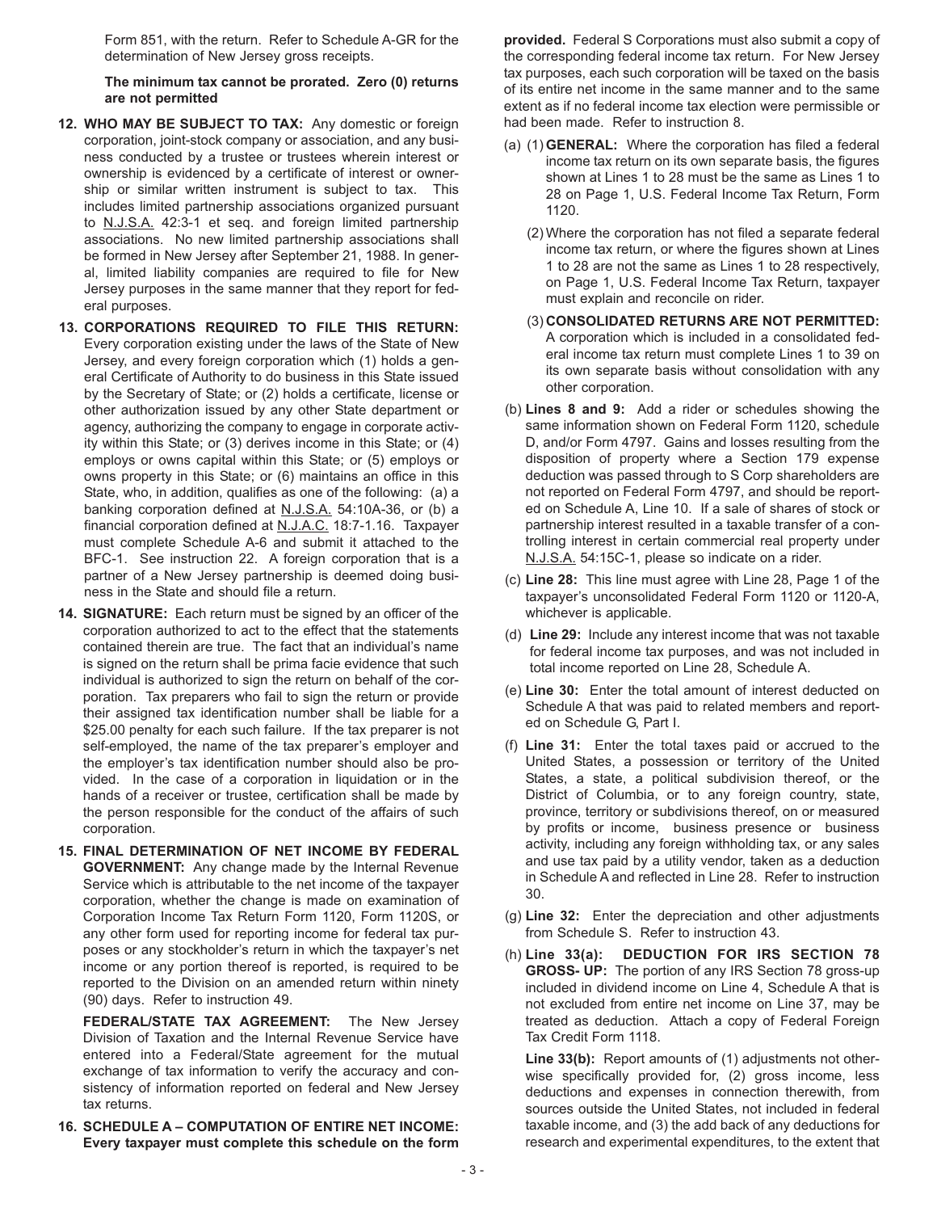Form 851, with the return. Refer to Schedule A-GR for the determination of New Jersey gross receipts.

**The minimum tax cannot be prorated. Zero (0) returns are not permitted**

**12. WHO MAY BE SUBJECT TO TAX:** Any domestic or foreign corporation, joint-stock company or association, and any business conducted by a trustee or trustees wherein interest or ownership is evidenced by a certificate of interest or ownership or similar written instrument is subject to tax. This includes limited partnership associations organized pursuant to N.J.S.A. 42:3-1 et seq. and foreign limited partnership associations. No new limited partnership associations shall be formed in New Jersey after September 21, 1988. In general, limited liability companies are required to file for New Jersey purposes in the same manner that they report for federal purposes.

**13. CORPORATIONS REQUIRED TO FILE THIS RETURN:** Every corporation existing under the laws of the State of New Jersey, and every foreign corporation which (1) holds a general Certificate of Authority to do business in this State issued by the Secretary of State; or (2) holds a certificate, license or other authorization issued by any other State department or agency, authorizing the company to engage in corporate activity within this State; or (3) derives income in this State; or (4) employs or owns capital within this State; or (5) employs or owns property in this State; or (6) maintains an office in this State, who, in addition, qualifies as one of the following: (a) a banking corporation defined at N.J.S.A. 54:10A-36, or (b) a financial corporation defined at N.J.A.C. 18:7-1.16. Taxpayer must complete Schedule A-6 and submit it attached to the BFC-1. See instruction 22. A foreign corporation that is a partner of a New Jersey partnership is deemed doing business in the State and should file a return.

**14. SIGNATURE:** Each return must be signed by an officer of the corporation authorized to act to the effect that the statements contained therein are true. The fact that an individual's name is signed on the return shall be prima facie evidence that such individual is authorized to sign the return on behalf of the corporation. Tax preparers who fail to sign the return or provide their assigned tax identification number shall be liable for a $25.00 penalty for each such failure. If the tax preparer is not self-employed, the name of the tax preparer's employer and the employer's tax identification number should also be provided. In the case of a corporation in liquidation or in the hands of a receiver or trustee, certification shall be made by the person responsible for the conduct of the affairs of such corporation.

**15. FINAL DETERMINATION OF NET INCOME BY FEDERAL GOVERNMENT:** Any change made by the Internal Revenue Service which is attributable to the net income of the taxpayer corporation, whether the change is made on examination of Corporation Income Tax Return Form 1120, Form 1120S, or any other form used for reporting income for federal tax purposes or any stockholder's return in which the taxpayer's net income or any portion thereof is reported, is required to be reported to the Division on an amended return within ninety (90) days. Refer to instruction 49.

**FEDERAL/STATE TAX AGREEMENT:** The New Jersey Division of Taxation and the Internal Revenue Service have entered into a Federal/State agreement for the mutual exchange of tax information to verify the accuracy and consistency of information reported on federal and New Jersey tax returns.

**16. SCHEDULE A – COMPUTATION OF ENTIRE NET INCOME: Every taxpayer must complete this schedule on the form provided.** Federal S Corporations must also submit a copy of the corresponding federal income tax return. For New Jersey tax purposes, each such corporation will be taxed on the basis of its entire net income in the same manner and to the same extent as if no federal income tax election were permissible or had been made. Refer to instruction 8.

(a) (1) **GENERAL:** Where the corporation has filed a federal income tax return on its own separate basis, the figures shown at Lines 1 to 28 must be the same as Lines 1 to 28 on Page 1, U.S. Federal Income Tax Return, Form 1120.

(2) Where the corporation has not filed a separate federal income tax return, or where the figures shown at Lines 1 to 28 are not the same as Lines 1 to 28 respectively, on Page 1, U.S. Federal Income Tax Return, taxpayer must explain and reconcile on rider.

(3) **CONSOLIDATED RETURNS ARE NOT PERMITTED:** A corporation which is included in a consolidated federal income tax return must complete Lines 1 to 39 on its own separate basis without consolidation with any other corporation.

(b) **Lines 8 and 9:** Add a rider or schedules showing the same information shown on Federal Form 1120, schedule D, and/or Form 4797. Gains and losses resulting from the disposition of property where a Section 179 expense deduction was passed through to S Corp shareholders are not reported on Federal Form 4797, and should be reported on Schedule A, Line 10. If a sale of shares of stock or partnership interest resulted in a taxable transfer of a controlling interest in certain commercial real property under N.J.S.A. 54:15C-1, please so indicate on a rider.

(c) **Line 28:** This line must agree with Line 28, Page 1 of the taxpayer's unconsolidated Federal Form 1120 or 1120-A, whichever is applicable.

(d) **Line 29:** Include any interest income that was not taxable for federal income tax purposes, and was not included in total income reported on Line 28, Schedule A.

(e) **Line 30:** Enter the total amount of interest deducted on Schedule A that was paid to related members and reported on Schedule G, Part I.

(f) **Line 31:** Enter the total taxes paid or accrued to the United States, a possession or territory of the United States, a state, a political subdivision thereof, or the District of Columbia, or to any foreign country, state, province, territory or subdivisions thereof, on or measured by profits or income, business presence or business activity, including any foreign withholding tax, or any sales and use tax paid by a utility vendor, taken as a deduction in Schedule A and reflected in Line 28. Refer to instruction 30.

(g) **Line 32:** Enter the depreciation and other adjustments from Schedule S. Refer to instruction 43.

(h) **Line 33(a): DEDUCTION FOR IRS SECTION 78 GROSS- UP:** The portion of any IRS Section 78 gross-up included in dividend income on Line 4, Schedule A that is not excluded from entire net income on Line 37, may be treated as deduction. Attach a copy of Federal Foreign Tax Credit Form 1118.

**Line 33(b):** Report amounts of (1) adjustments not otherwise specifically provided for, (2) gross income, less deductions and expenses in connection therewith, from sources outside the United States, not included in federal taxable income, and (3) the add back of any deductions for research and experimental expenditures, to the extent that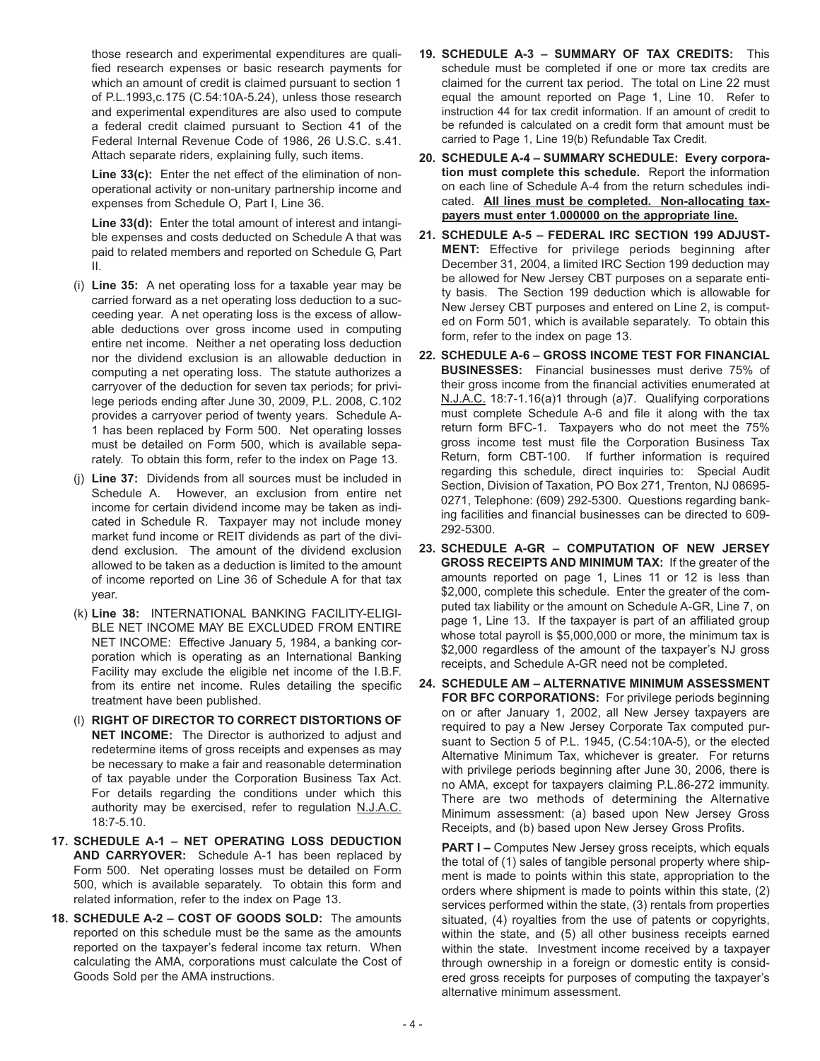those research and experimental expenditures are qualified research expenses or basic research payments for which an amount of credit is claimed pursuant to section 1 of P.L.1993,c.175 (C.54:10A-5.24), unless those research and experimental expenditures are also used to compute a federal credit claimed pursuant to Section 41 of the Federal Internal Revenue Code of 1986, 26 U.S.C. s.41. Attach separate riders, explaining fully, such items.

**Line 33(c):** Enter the net effect of the elimination of non-operational activity or non-unitary partnership income and expenses from Schedule O, Part I, Line 36.

**Line 33(d):** Enter the total amount of interest and intangible expenses and costs deducted on Schedule A that was paid to related members and reported on Schedule G, Part II.

(i) **Line 35:** A net operating loss for a taxable year may be carried forward as a net operating loss deduction to a succeeding year. A net operating loss is the excess of allowable deductions over gross income used in computing entire net income. Neither a net operating loss deduction nor the dividend exclusion is an allowable deduction in computing a net operating loss. The statute authorizes a carryover of the deduction for seven tax periods; for privilege periods ending after June 30, 2009, P.L. 2008, C.102 provides a carryover period of twenty years. Schedule A-1 has been replaced by Form 500. Net operating losses must be detailed on Form 500, which is available separately. To obtain this form, refer to the index on Page 13.

(j) **Line 37:** Dividends from all sources must be included in Schedule A. However, an exclusion from entire net income for certain dividend income may be taken as indicated in Schedule R. Taxpayer may not include money market fund income or REIT dividends as part of the dividend exclusion. The amount of the dividend exclusion allowed to be taken as a deduction is limited to the amount of income reported on Line 36 of Schedule A for that tax year.

(k) **Line 38:** INTERNATIONAL BANKING FACILITY-ELIGIBLE NET INCOME MAY BE EXCLUDED FROM ENTIRE NET INCOME: Effective January 5, 1984, a banking corporation which is operating as an International Banking Facility may exclude the eligible net income of the I.B.F. from its entire net income. Rules detailing the specific treatment have been published.

(l) **RIGHT OF DIRECTOR TO CORRECT DISTORTIONS OF NET INCOME:** The Director is authorized to adjust and redetermine items of gross receipts and expenses as may be necessary to make a fair and reasonable determination of tax payable under the Corporation Business Tax Act. For details regarding the conditions under which this authority may be exercised, refer to regulation <u>N.J.A.C.</u> 18:7-5.10.

**17. SCHEDULE A-1 – NET OPERATING LOSS DEDUCTION AND CARRYOVER:** Schedule A-1 has been replaced by Form 500. Net operating losses must be detailed on Form 500, which is available separately. To obtain this form and related information, refer to the index on Page 13.

**18. SCHEDULE A-2 – COST OF GOODS SOLD:** The amounts reported on this schedule must be the same as the amounts reported on the taxpayer's federal income tax return. When calculating the AMA, corporations must calculate the Cost of Goods Sold per the AMA instructions.

**19. SCHEDULE A-3 – SUMMARY OF TAX CREDITS:** This schedule must be completed if one or more tax credits are claimed for the current tax period. The total on Line 22 must equal the amount reported on Page 1, Line 10. Refer to instruction 44 for tax credit information. If an amount of credit to be refunded is calculated on a credit form that amount must be carried to Page 1, Line 19(b) Refundable Tax Credit.

**20. SCHEDULE A-4 – SUMMARY SCHEDULE: Every corporation must complete this schedule.** Report the information on each line of Schedule A-4 from the return schedules indicated. **<u>All lines must be completed. Non-allocating taxpayers must enter 1.000000 on the appropriate line.</u>**

**21. SCHEDULE A-5 – FEDERAL IRC SECTION 199 ADJUSTMENT:** Effective for privilege periods beginning after December 31, 2004, a limited IRC Section 199 deduction may be allowed for New Jersey CBT purposes on a separate entity basis. The Section 199 deduction which is allowable for New Jersey CBT purposes and entered on Line 2, is computed on Form 501, which is available separately. To obtain this form, refer to the index on page 13.

**22. SCHEDULE A-6 – GROSS INCOME TEST FOR FINANCIAL BUSINESSES:** Financial businesses must derive 75% of their gross income from the financial activities enumerated at <u>N.J.A.C.</u> 18:7-1.16(a)1 through (a)7. Qualifying corporations must complete Schedule A-6 and file it along with the tax return form BFC-1. Taxpayers who do not meet the 75% gross income test must file the Corporation Business Tax Return, form CBT-100. If further information is required regarding this schedule, direct inquiries to: Special Audit Section, Division of Taxation, PO Box 271, Trenton, NJ 08695-0271, Telephone: (609) 292-5300. Questions regarding banking facilities and financial businesses can be directed to 609-292-5300.

**23. SCHEDULE A-GR – COMPUTATION OF NEW JERSEY GROSS RECEIPTS AND MINIMUM TAX:** If the greater of the amounts reported on page 1, Lines 11 or 12 is less than $2,000, complete this schedule. Enter the greater of the computed tax liability or the amount on Schedule A-GR, Line 7, on page 1, Line 13. If the taxpayer is part of an affiliated group whose total payroll is $5,000,000 or more, the minimum tax is $2,000 regardless of the amount of the taxpayer's NJ gross receipts, and Schedule A-GR need not be completed.

**24. SCHEDULE AM – ALTERNATIVE MINIMUM ASSESSMENT FOR BFC CORPORATIONS:** For privilege periods beginning on or after January 1, 2002, all New Jersey taxpayers are required to pay a New Jersey Corporate Tax computed pursuant to Section 5 of P.L. 1945, (C.54:10A-5), or the elected Alternative Minimum Tax, whichever is greater. For returns with privilege periods beginning after June 30, 2006, there is no AMA, except for taxpayers claiming P.L.86-272 immunity. There are two methods of determining the Alternative Minimum assessment: (a) based upon New Jersey Gross Receipts, and (b) based upon New Jersey Gross Profits.

**PART I –** Computes New Jersey gross receipts, which equals the total of (1) sales of tangible personal property where shipment is made to points within this state, appropriation to the orders where shipment is made to points within this state, (2) services performed within the state, (3) rentals from properties situated, (4) royalties from the use of patents or copyrights, within the state, and (5) all other business receipts earned within the state. Investment income received by a taxpayer through ownership in a foreign or domestic entity is considered gross receipts for purposes of computing the taxpayer's alternative minimum assessment.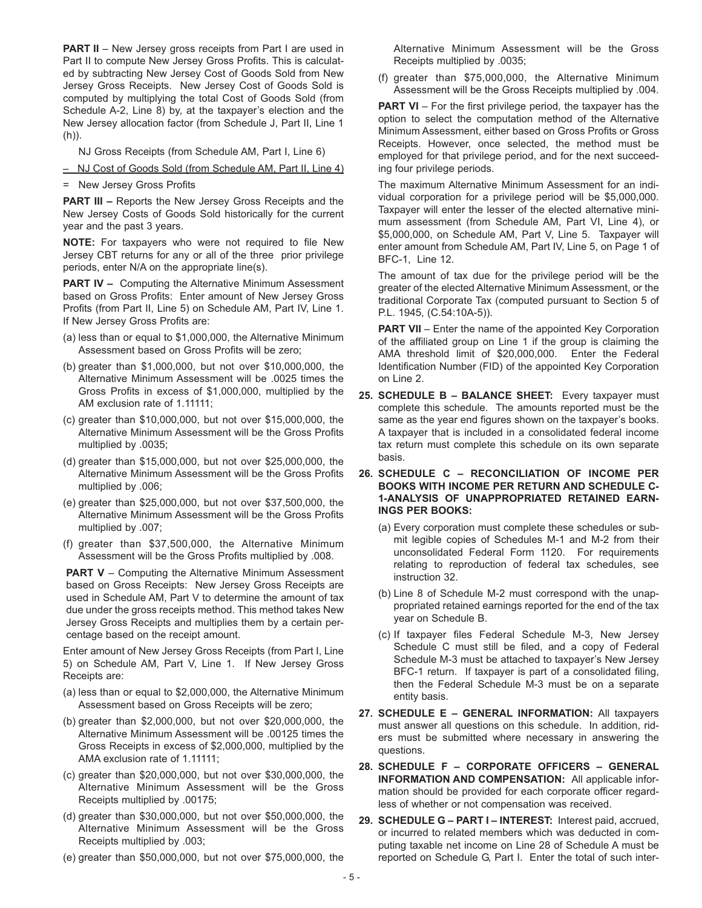**PART II** – New Jersey gross receipts from Part I are used in Part II to compute New Jersey Gross Profits. This is calculated by subtracting New Jersey Cost of Goods Sold from New Jersey Gross Receipts. New Jersey Cost of Goods Sold is computed by multiplying the total Cost of Goods Sold (from Schedule A-2, Line 8) by, at the taxpayer's election and the New Jersey allocation factor (from Schedule J, Part II, Line 1 (h)).

NJ Gross Receipts (from Schedule AM, Part I, Line 6)

– NJ Cost of Goods Sold (from Schedule AM, Part II, Line 4)

= New Jersey Gross Profits

**PART III –** Reports the New Jersey Gross Receipts and the New Jersey Costs of Goods Sold historically for the current year and the past 3 years.

**NOTE:** For taxpayers who were not required to file New Jersey CBT returns for any or all of the three prior privilege periods, enter N/A on the appropriate line(s).

**PART IV –** Computing the Alternative Minimum Assessment based on Gross Profits: Enter amount of New Jersey Gross Profits (from Part II, Line 5) on Schedule AM, Part IV, Line 1. If New Jersey Gross Profits are:

(a) less than or equal to $1,000,000, the Alternative Minimum Assessment based on Gross Profits will be zero;

(b) greater than $1,000,000, but not over $10,000,000, the Alternative Minimum Assessment will be .0025 times the Gross Profits in excess of $1,000,000, multiplied by the AM exclusion rate of 1.11111;

(c) greater than $10,000,000, but not over $15,000,000, the Alternative Minimum Assessment will be the Gross Profits multiplied by .0035;

(d) greater than $15,000,000, but not over $25,000,000, the Alternative Minimum Assessment will be the Gross Profits multiplied by .006;

(e) greater than $25,000,000, but not over $37,500,000, the Alternative Minimum Assessment will be the Gross Profits multiplied by .007;

(f) greater than $37,500,000, the Alternative Minimum Assessment will be the Gross Profits multiplied by .008.

**PART V** – Computing the Alternative Minimum Assessment based on Gross Receipts: New Jersey Gross Receipts are used in Schedule AM, Part V to determine the amount of tax due under the gross receipts method. This method takes New Jersey Gross Receipts and multiplies them by a certain percentage based on the receipt amount.

Enter amount of New Jersey Gross Receipts (from Part I, Line 5) on Schedule AM, Part V, Line 1. If New Jersey Gross Receipts are:

(a) less than or equal to $2,000,000, the Alternative Minimum Assessment based on Gross Receipts will be zero;

(b) greater than $2,000,000, but not over $20,000,000, the Alternative Minimum Assessment will be .00125 times the Gross Receipts in excess of $2,000,000, multiplied by the AMA exclusion rate of 1.11111;

(c) greater than $20,000,000, but not over $30,000,000, the Alternative Minimum Assessment will be the Gross Receipts multiplied by .00175;

(d) greater than $30,000,000, but not over $50,000,000, the Alternative Minimum Assessment will be the Gross Receipts multiplied by .003;

(e) greater than $50,000,000, but not over $75,000,000, the Alternative Minimum Assessment will be the Gross Receipts multiplied by .0035;

(f) greater than $75,000,000, the Alternative Minimum Assessment will be the Gross Receipts multiplied by .004.

**PART VI** – For the first privilege period, the taxpayer has the option to select the computation method of the Alternative Minimum Assessment, either based on Gross Profits or Gross Receipts. However, once selected, the method must be employed for that privilege period, and for the next succeeding four privilege periods.

The maximum Alternative Minimum Assessment for an individual corporation for a privilege period will be $5,000,000. Taxpayer will enter the lesser of the elected alternative minimum assessment (from Schedule AM, Part VI, Line 4), or $5,000,000, on Schedule AM, Part V, Line 5. Taxpayer will enter amount from Schedule AM, Part IV, Line 5, on Page 1 of BFC-1, Line 12.

The amount of tax due for the privilege period will be the greater of the elected Alternative Minimum Assessment, or the traditional Corporate Tax (computed pursuant to Section 5 of P.L. 1945, (C.54:10A-5)).

**PART VII** – Enter the name of the appointed Key Corporation of the affiliated group on Line 1 if the group is claiming the AMA threshold limit of $20,000,000. Enter the Federal Identification Number (FID) of the appointed Key Corporation on Line 2.

**25. SCHEDULE B – BALANCE SHEET:** Every taxpayer must complete this schedule. The amounts reported must be the same as the year end figures shown on the taxpayer's books. A taxpayer that is included in a consolidated federal income tax return must complete this schedule on its own separate basis.

**26. SCHEDULE C – RECONCILIATION OF INCOME PER BOOKS WITH INCOME PER RETURN AND SCHEDULE C-1-ANALYSIS OF UNAPPROPRIATED RETAINED EARNINGS PER BOOKS:**

(a) Every corporation must complete these schedules or submit legible copies of Schedules M-1 and M-2 from their unconsolidated Federal Form 1120. For requirements relating to reproduction of federal tax schedules, see instruction 32.

(b) Line 8 of Schedule M-2 must correspond with the unappropriated retained earnings reported for the end of the tax year on Schedule B.

(c) If taxpayer files Federal Schedule M-3, New Jersey Schedule C must still be filed, and a copy of Federal Schedule M-3 must be attached to taxpayer's New Jersey BFC-1 return. If taxpayer is part of a consolidated filing, then the Federal Schedule M-3 must be on a separate entity basis.

**27. SCHEDULE E – GENERAL INFORMATION:** All taxpayers must answer all questions on this schedule. In addition, riders must be submitted where necessary in answering the questions.

**28. SCHEDULE F – CORPORATE OFFICERS – GENERAL INFORMATION AND COMPENSATION:** All applicable information should be provided for each corporate officer regardless of whether or not compensation was received.

**29. SCHEDULE G – PART I – INTEREST:** Interest paid, accrued, or incurred to related members which was deducted in computing taxable net income on Line 28 of Schedule A must be reported on Schedule G, Part I. Enter the total of such inter-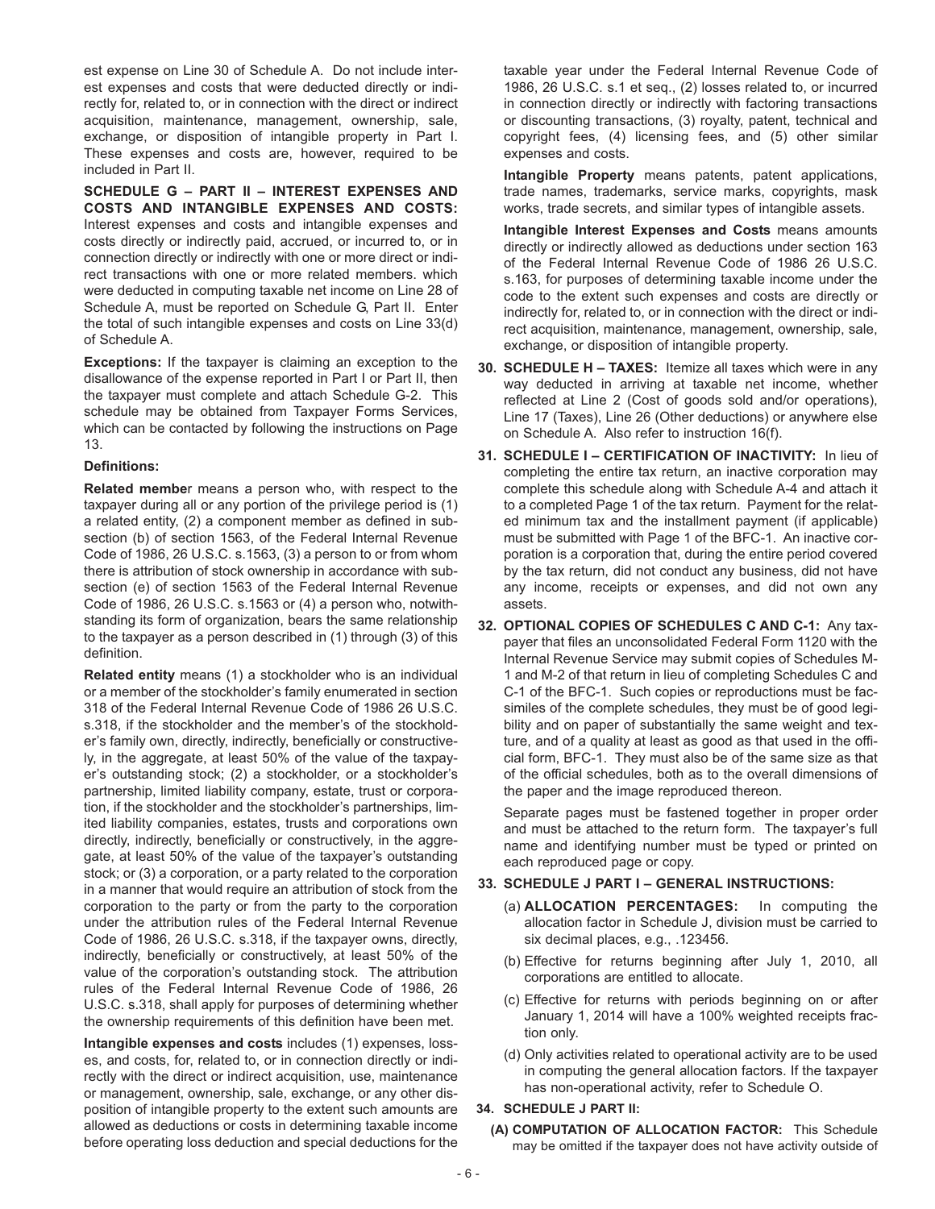est expense on Line 30 of Schedule A. Do not include interest expenses and costs that were deducted directly or indirectly for, related to, or in connection with the direct or indirect acquisition, maintenance, management, ownership, sale, exchange, or disposition of intangible property in Part I. These expenses and costs are, however, required to be included in Part II.

**SCHEDULE G – PART II – INTEREST EXPENSES AND COSTS AND INTANGIBLE EXPENSES AND COSTS:** Interest expenses and costs and intangible expenses and costs directly or indirectly paid, accrued, or incurred to, or in connection directly or indirectly with one or more direct or indirect transactions with one or more related members. which were deducted in computing taxable net income on Line 28 of Schedule A, must be reported on Schedule G, Part II. Enter the total of such intangible expenses and costs on Line 33(d) of Schedule A.

**Exceptions:** If the taxpayer is claiming an exception to the disallowance of the expense reported in Part I or Part II, then the taxpayer must complete and attach Schedule G-2. This schedule may be obtained from Taxpayer Forms Services, which can be contacted by following the instructions on Page 13.

**Definitions:**

**Related member** means a person who, with respect to the taxpayer during all or any portion of the privilege period is (1) a related entity, (2) a component member as defined in subsection (b) of section 1563, of the Federal Internal Revenue Code of 1986, 26 U.S.C. s.1563, (3) a person to or from whom there is attribution of stock ownership in accordance with subsection (e) of section 1563 of the Federal Internal Revenue Code of 1986, 26 U.S.C. s.1563 or (4) a person who, notwithstanding its form of organization, bears the same relationship to the taxpayer as a person described in (1) through (3) of this definition.

**Related entity** means (1) a stockholder who is an individual or a member of the stockholder's family enumerated in section 318 of the Federal Internal Revenue Code of 1986 26 U.S.C. s.318, if the stockholder and the member's of the stockholder's family own, directly, indirectly, beneficially or constructively, in the aggregate, at least 50% of the value of the taxpayer's outstanding stock; (2) a stockholder, or a stockholder's partnership, limited liability company, estate, trust or corporation, if the stockholder and the stockholder's partnerships, limited liability companies, estates, trusts and corporations own directly, indirectly, beneficially or constructively, in the aggregate, at least 50% of the value of the taxpayer's outstanding stock; or (3) a corporation, or a party related to the corporation in a manner that would require an attribution of stock from the corporation to the party or from the party to the corporation under the attribution rules of the Federal Internal Revenue Code of 1986, 26 U.S.C. s.318, if the taxpayer owns, directly, indirectly, beneficially or constructively, at least 50% of the value of the corporation's outstanding stock. The attribution rules of the Federal Internal Revenue Code of 1986, 26 U.S.C. s.318, shall apply for purposes of determining whether the ownership requirements of this definition have been met.

**Intangible expenses and costs** includes (1) expenses, losses, and costs, for, related to, or in connection directly or indirectly with the direct or indirect acquisition, use, maintenance or management, ownership, sale, exchange, or any other disposition of intangible property to the extent such amounts are allowed as deductions or costs in determining taxable income before operating loss deduction and special deductions for the taxable year under the Federal Internal Revenue Code of 1986, 26 U.S.C. s.1 et seq., (2) losses related to, or incurred in connection directly or indirectly with factoring transactions or discounting transactions, (3) royalty, patent, technical and copyright fees, (4) licensing fees, and (5) other similar expenses and costs.

**Intangible Property** means patents, patent applications, trade names, trademarks, service marks, copyrights, mask works, trade secrets, and similar types of intangible assets.

**Intangible Interest Expenses and Costs** means amounts directly or indirectly allowed as deductions under section 163 of the Federal Internal Revenue Code of 1986 26 U.S.C. s.163, for purposes of determining taxable income under the code to the extent such expenses and costs are directly or indirectly for, related to, or in connection with the direct or indirect acquisition, maintenance, management, ownership, sale, exchange, or disposition of intangible property.

30. **SCHEDULE H – TAXES:** Itemize all taxes which were in any way deducted in arriving at taxable net income, whether reflected at Line 2 (Cost of goods sold and/or operations), Line 17 (Taxes), Line 26 (Other deductions) or anywhere else on Schedule A. Also refer to instruction 16(f).

31. **SCHEDULE I – CERTIFICATION OF INACTIVITY:** In lieu of completing the entire tax return, an inactive corporation may complete this schedule along with Schedule A-4 and attach it to a completed Page 1 of the tax return. Payment for the related minimum tax and the installment payment (if applicable) must be submitted with Page 1 of the BFC-1. An inactive corporation is a corporation that, during the entire period covered by the tax return, did not conduct any business, did not have any income, receipts or expenses, and did not own any assets.

32. **OPTIONAL COPIES OF SCHEDULES C AND C-1:** Any taxpayer that files an unconsolidated Federal Form 1120 with the Internal Revenue Service may submit copies of Schedules M-1 and M-2 of that return in lieu of completing Schedules C and C-1 of the BFC-1. Such copies or reproductions must be facsimiles of the complete schedules, they must be of good legibility and on paper of substantially the same weight and texture, and of a quality at least as good as that used in the official form, BFC-1. They must also be of the same size as that of the official schedules, both as to the overall dimensions of the paper and the image reproduced thereon.

    Separate pages must be fastened together in proper order and must be attached to the return form. The taxpayer's full name and identifying number must be typed or printed on each reproduced page or copy.

33. **SCHEDULE J PART I – GENERAL INSTRUCTIONS:**
    - (a) **ALLOCATION PERCENTAGES:** In computing the allocation factor in Schedule J, division must be carried to six decimal places, e.g., .123456.
    - (b) Effective for returns beginning after July 1, 2010, all corporations are entitled to allocate.
    - (c) Effective for returns with periods beginning on or after January 1, 2014 will have a 100% weighted receipts fraction only.
    - (d) Only activities related to operational activity are to be used in computing the general allocation factors. If the taxpayer has non-operational activity, refer to Schedule O.

34. **SCHEDULE J PART II:**
    - **(A) COMPUTATION OF ALLOCATION FACTOR:** This Schedule may be omitted if the taxpayer does not have activity outside of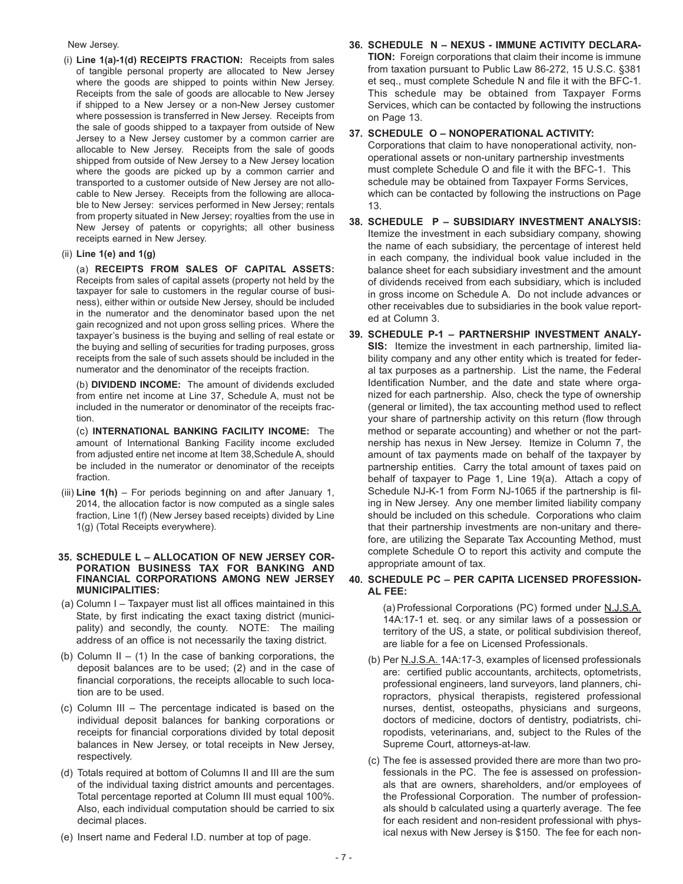New Jersey.

(i) **Line 1(a)-1(d) RECEIPTS FRACTION:** Receipts from sales of tangible personal property are allocated to New Jersey where the goods are shipped to points within New Jersey. Receipts from the sale of goods are allocable to New Jersey if shipped to a New Jersey or a non-New Jersey customer where possession is transferred in New Jersey. Receipts from the sale of goods shipped to a taxpayer from outside of New Jersey to a New Jersey customer by a common carrier are allocable to New Jersey. Receipts from the sale of goods shipped from outside of New Jersey to a New Jersey location where the goods are picked up by a common carrier and transported to a customer outside of New Jersey are not allocable to New Jersey. Receipts from the following are allocable to New Jersey: services performed in New Jersey; rentals from property situated in New Jersey; royalties from the use in New Jersey of patents or copyrights; all other business receipts earned in New Jersey.

(ii) **Line 1(e) and 1(g)**

(a) **RECEIPTS FROM SALES OF CAPITAL ASSETS:** Receipts from sales of capital assets (property not held by the taxpayer for sale to customers in the regular course of business), either within or outside New Jersey, should be included in the numerator and the denominator based upon the net gain recognized and not upon gross selling prices. Where the taxpayer's business is the buying and selling of real estate or the buying and selling of securities for trading purposes, gross receipts from the sale of such assets should be included in the numerator and the denominator of the receipts fraction.

(b) **DIVIDEND INCOME:** The amount of dividends excluded from entire net income at Line 37, Schedule A, must not be included in the numerator or denominator of the receipts fraction.

(c) **INTERNATIONAL BANKING FACILITY INCOME:** The amount of International Banking Facility income excluded from adjusted entire net income at Item 38, Schedule A, should be included in the numerator or denominator of the receipts fraction.

(iii) **Line 1(h)** – For periods beginning on and after January 1, 2014, the allocation factor is now computed as a single sales fraction, Line 1(f) (New Jersey based receipts) divided by Line 1(g) (Total Receipts everywhere).

**35. SCHEDULE L – ALLOCATION OF NEW JERSEY CORPORATION BUSINESS TAX FOR BANKING AND FINANCIAL CORPORATIONS AMONG NEW JERSEY MUNICIPALITIES:**

(a) Column I – Taxpayer must list all offices maintained in this State, by first indicating the exact taxing district (municipality) and secondly, the county. NOTE: The mailing address of an office is not necessarily the taxing district.

(b) Column II – (1) In the case of banking corporations, the deposit balances are to be used; (2) and in the case of financial corporations, the receipts allocable to such location are to be used.

(c) Column III – The percentage indicated is based on the individual deposit balances for banking corporations or receipts for financial corporations divided by total deposit balances in New Jersey, or total receipts in New Jersey, respectively.

(d) Totals required at bottom of Columns II and III are the sum of the individual taxing district amounts and percentages. Total percentage reported at Column III must equal 100%. Also, each individual computation should be carried to six decimal places.

(e) Insert name and Federal I.D. number at top of page.

**36. SCHEDULE N – NEXUS - IMMUNE ACTIVITY DECLARATION:** Foreign corporations that claim their income is immune from taxation pursuant to Public Law 86-272, 15 U.S.C. §381 et seq., must complete Schedule N and file it with the BFC-1. This schedule may be obtained from Taxpayer Forms Services, which can be contacted by following the instructions on Page 13.

**37. SCHEDULE O – NONOPERATIONAL ACTIVITY:** Corporations that claim to have nonoperational activity, nonoperational assets or non-unitary partnership investments must complete Schedule O and file it with the BFC-1. This schedule may be obtained from Taxpayer Forms Services, which can be contacted by following the instructions on Page 13.

**38. SCHEDULE P – SUBSIDIARY INVESTMENT ANALYSIS:** Itemize the investment in each subsidiary company, showing the name of each subsidiary, the percentage of interest held in each company, the individual book value included in the balance sheet for each subsidiary investment and the amount of dividends received from each subsidiary, which is included in gross income on Schedule A. Do not include advances or other receivables due to subsidiaries in the book value reported at Column 3.

**39. SCHEDULE P-1 – PARTNERSHIP INVESTMENT ANALYSIS:** Itemize the investment in each partnership, limited liability company and any other entity which is treated for federal tax purposes as a partnership. List the name, the Federal Identification Number, and the date and state where organized for each partnership. Also, check the type of ownership (general or limited), the tax accounting method used to reflect your share of partnership activity on this return (flow through method or separate accounting) and whether or not the partnership has nexus in New Jersey. Itemize in Column 7, the amount of tax payments made on behalf of the taxpayer by partnership entities. Carry the total amount of taxes paid on behalf of taxpayer to Page 1, Line 19(a). Attach a copy of Schedule NJ-K-1 from Form NJ-1065 if the partnership is filing in New Jersey. Any one member limited liability company should be included on this schedule. Corporations who claim that their partnership investments are non-unitary and therefore, are utilizing the Separate Tax Accounting Method, must complete Schedule O to report this activity and compute the appropriate amount of tax.

**40. SCHEDULE PC – PER CAPITA LICENSED PROFESSIONAL FEE:**

(a) Professional Corporations (PC) formed under N.J.S.A. 14A:17-1 et. seq. or any similar laws of a possession or territory of the US, a state, or political subdivision thereof, are liable for a fee on Licensed Professionals.

(b) Per N.J.S.A. 14A:17-3, examples of licensed professionals are: certified public accountants, architects, optometrists, professional engineers, land surveyors, land planners, chiropractors, physical therapists, registered professional nurses, dentist, osteopaths, physicians and surgeons, doctors of medicine, doctors of dentistry, podiatrists, chiropodists, veterinarians, and, subject to the Rules of the Supreme Court, attorneys-at-law.

(c) The fee is assessed provided there are more than two professionals in the PC. The fee is assessed on professionals that are owners, shareholders, and/or employees of the Professional Corporation. The number of professionals should b calculated using a quarterly average. The fee for each resident and non-resident professional with physical nexus with New Jersey is $150. The fee for each non-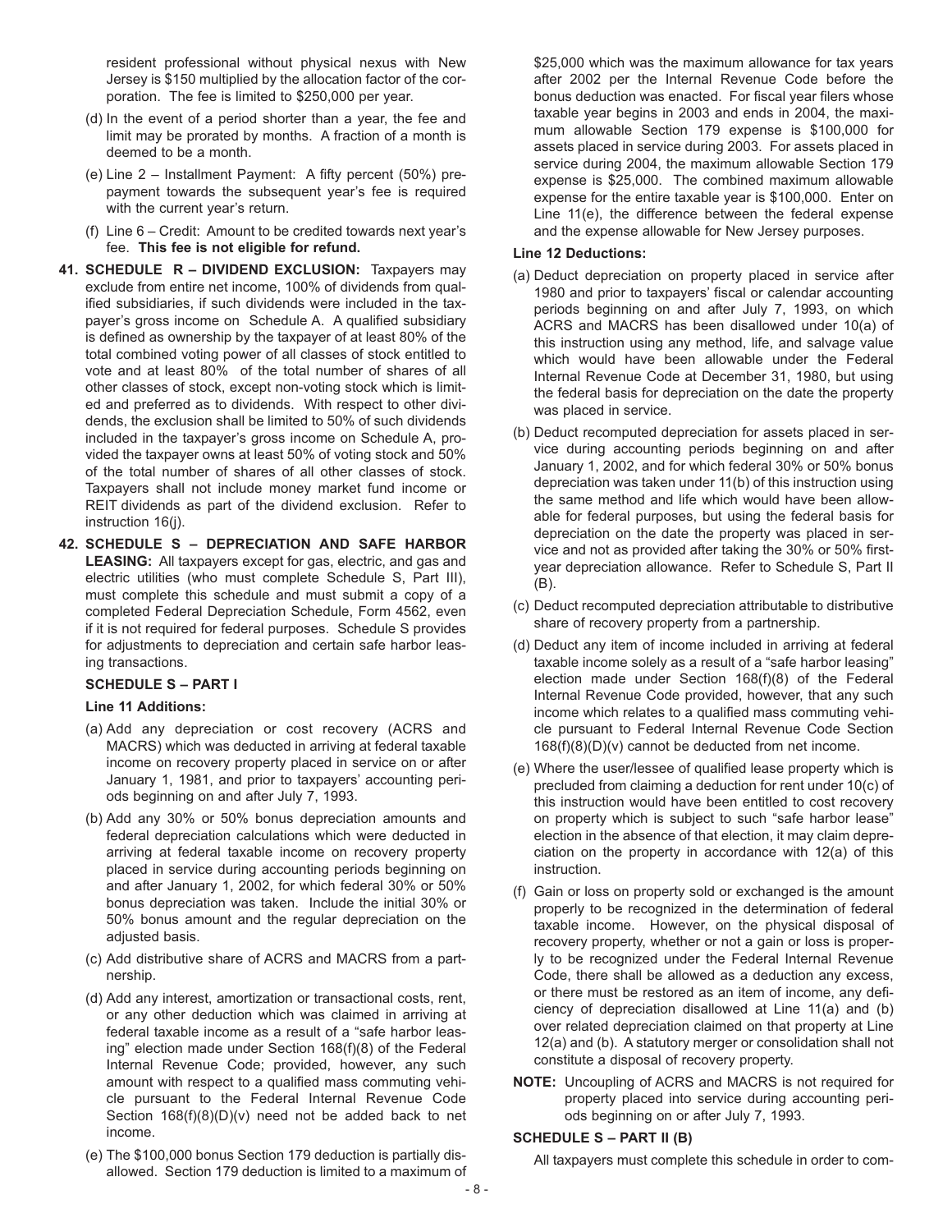resident professional without physical nexus with New Jersey is $150 multiplied by the allocation factor of the corporation. The fee is limited to $250,000 per year.

(d) In the event of a period shorter than a year, the fee and limit may be prorated by months. A fraction of a month is deemed to be a month.

(e) Line 2 – Installment Payment: A fifty percent (50%) prepayment towards the subsequent year's fee is required with the current year's return.

(f) Line 6 – Credit: Amount to be credited towards next year's fee. **This fee is not eligible for refund.**

**41. SCHEDULE R – DIVIDEND EXCLUSION:** Taxpayers may exclude from entire net income, 100% of dividends from qualified subsidiaries, if such dividends were included in the taxpayer's gross income on Schedule A. A qualified subsidiary is defined as ownership by the taxpayer of at least 80% of the total combined voting power of all classes of stock entitled to vote and at least 80% of the total number of shares of all other classes of stock, except non-voting stock which is limited and preferred as to dividends. With respect to other dividends, the exclusion shall be limited to 50% of such dividends included in the taxpayer's gross income on Schedule A, provided the taxpayer owns at least 50% of voting stock and 50% of the total number of shares of all other classes of stock. Taxpayers shall not include money market fund income or REIT dividends as part of the dividend exclusion. Refer to instruction 16(j).

**42. SCHEDULE S – DEPRECIATION AND SAFE HARBOR LEASING:** All taxpayers except for gas, electric, and gas and electric utilities (who must complete Schedule S, Part III), must complete this schedule and must submit a copy of a completed Federal Depreciation Schedule, Form 4562, even if it is not required for federal purposes. Schedule S provides for adjustments to depreciation and certain safe harbor leasing transactions.

**SCHEDULE S – PART I**

**Line 11 Additions:**

(a) Add any depreciation or cost recovery (ACRS and MACRS) which was deducted in arriving at federal taxable income on recovery property placed in service on or after January 1, 1981, and prior to taxpayers' accounting periods beginning on and after July 7, 1993.

(b) Add any 30% or 50% bonus depreciation amounts and federal depreciation calculations which were deducted in arriving at federal taxable income on recovery property placed in service during accounting periods beginning on and after January 1, 2002, for which federal 30% or 50% bonus depreciation was taken. Include the initial 30% or 50% bonus amount and the regular depreciation on the adjusted basis.

(c) Add distributive share of ACRS and MACRS from a partnership.

(d) Add any interest, amortization or transactional costs, rent, or any other deduction which was claimed in arriving at federal taxable income as a result of a "safe harbor leasing" election made under Section 168(f)(8) of the Federal Internal Revenue Code; provided, however, any such amount with respect to a qualified mass commuting vehicle pursuant to the Federal Internal Revenue Code Section 168(f)(8)(D)(v) need not be added back to net income.

(e) The $100,000 bonus Section 179 deduction is partially disallowed. Section 179 deduction is limited to a maximum of $25,000 which was the maximum allowance for tax years after 2002 per the Internal Revenue Code before the bonus deduction was enacted. For fiscal year filers whose taxable year begins in 2003 and ends in 2004, the maximum allowable Section 179 expense is $100,000 for assets placed in service during 2003. For assets placed in service during 2004, the maximum allowable Section 179 expense is $25,000. The combined maximum allowable expense for the entire taxable year is $100,000. Enter on Line 11(e), the difference between the federal expense and the expense allowable for New Jersey purposes.

**Line 12 Deductions:**

(a) Deduct depreciation on property placed in service after 1980 and prior to taxpayers' fiscal or calendar accounting periods beginning on and after July 7, 1993, on which ACRS and MACRS has been disallowed under 10(a) of this instruction using any method, life, and salvage value which would have been allowable under the Federal Internal Revenue Code at December 31, 1980, but using the federal basis for depreciation on the date the property was placed in service.

(b) Deduct recomputed depreciation for assets placed in service during accounting periods beginning on and after January 1, 2002, and for which federal 30% or 50% bonus depreciation was taken under 11(b) of this instruction using the same method and life which would have been allowable for federal purposes, but using the federal basis for depreciation on the date the property was placed in service and not as provided after taking the 30% or 50% first-year depreciation allowance. Refer to Schedule S, Part II (B).

(c) Deduct recomputed depreciation attributable to distributive share of recovery property from a partnership.

(d) Deduct any item of income included in arriving at federal taxable income solely as a result of a "safe harbor leasing" election made under Section 168(f)(8) of the Federal Internal Revenue Code provided, however, that any such income which relates to a qualified mass commuting vehicle pursuant to Federal Internal Revenue Code Section 168(f)(8)(D)(v) cannot be deducted from net income.

(e) Where the user/lessee of qualified lease property which is precluded from claiming a deduction for rent under 10(c) of this instruction would have been entitled to cost recovery on property which is subject to such "safe harbor lease" election in the absence of that election, it may claim depreciation on the property in accordance with 12(a) of this instruction.

(f) Gain or loss on property sold or exchanged is the amount properly to be recognized in the determination of federal taxable income. However, on the physical disposal of recovery property, whether or not a gain or loss is properly to be recognized under the Federal Internal Revenue Code, there shall be allowed as a deduction any excess, or there must be restored as an item of income, any deficiency of depreciation disallowed at Line 11(a) and (b) over related depreciation claimed on that property at Line 12(a) and (b). A statutory merger or consolidation shall not constitute a disposal of recovery property.

**NOTE:** Uncoupling of ACRS and MACRS is not required for property placed into service during accounting periods beginning on or after July 7, 1993.

**SCHEDULE S – PART II (B)**

All taxpayers must complete this schedule in order to com-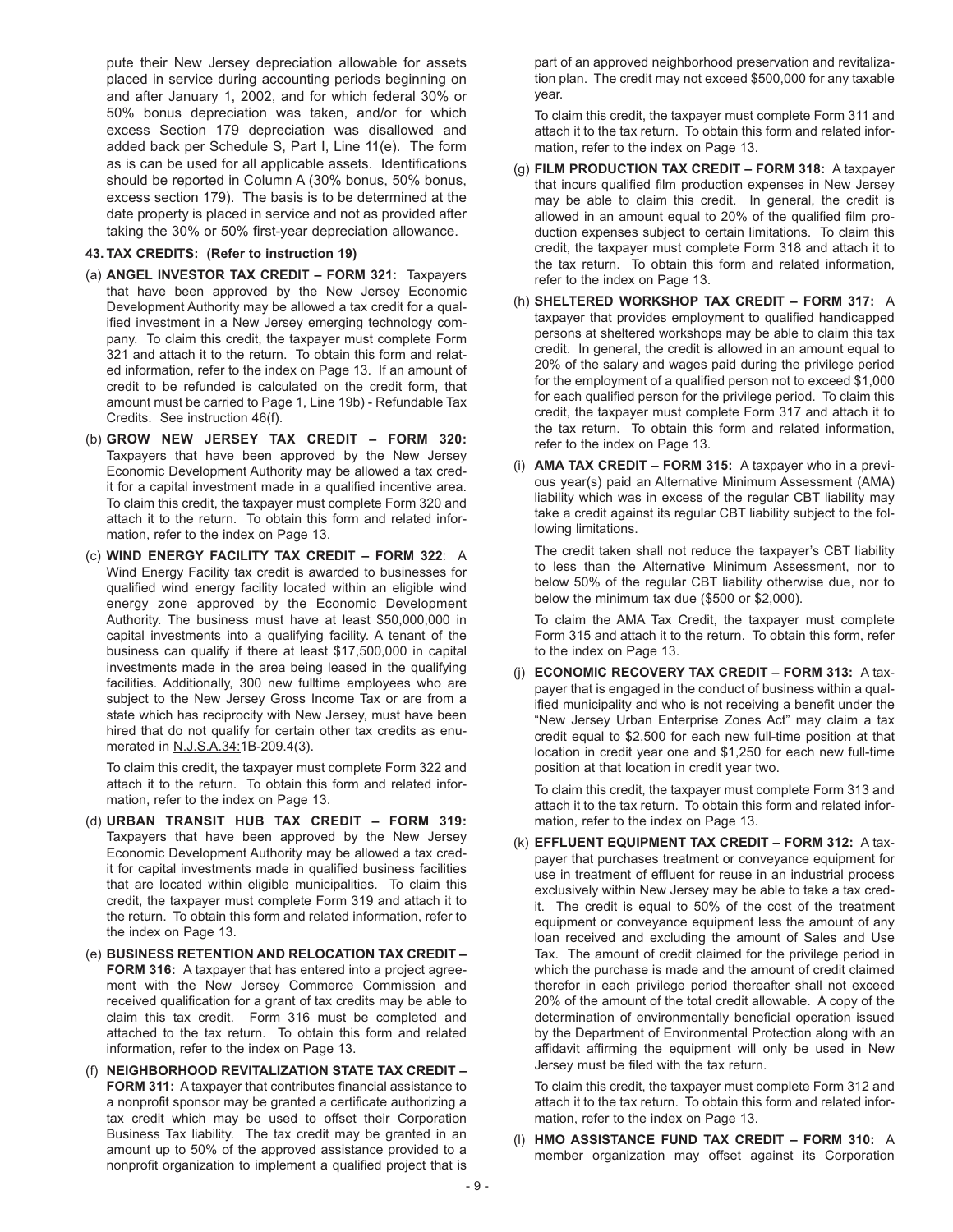pute their New Jersey depreciation allowable for assets placed in service during accounting periods beginning on and after January 1, 2002, and for which federal 30% or 50% bonus depreciation was taken, and/or for which excess Section 179 depreciation was disallowed and added back per Schedule S, Part I, Line 11(e). The form as is can be used for all applicable assets. Identifications should be reported in Column A (30% bonus, 50% bonus, excess section 179). The basis is to be determined at the date property is placed in service and not as provided after taking the 30% or 50% first-year depreciation allowance.

**43. TAX CREDITS: (Refer to instruction 19)**

(a) **ANGEL INVESTOR TAX CREDIT – FORM 321:** Taxpayers that have been approved by the New Jersey Economic Development Authority may be allowed a tax credit for a qualified investment in a New Jersey emerging technology company. To claim this credit, the taxpayer must complete Form 321 and attach it to the return. To obtain this form and related information, refer to the index on Page 13. If an amount of credit to be refunded is calculated on the credit form, that amount must be carried to Page 1, Line 19b) - Refundable Tax Credits. See instruction 46(f).

(b) **GROW NEW JERSEY TAX CREDIT – FORM 320:** Taxpayers that have been approved by the New Jersey Economic Development Authority may be allowed a tax credit for a capital investment made in a qualified incentive area. To claim this credit, the taxpayer must complete Form 320 and attach it to the return. To obtain this form and related information, refer to the index on Page 13.

(c) **WIND ENERGY FACILITY TAX CREDIT – FORM 322**: A Wind Energy Facility tax credit is awarded to businesses for qualified wind energy facility located within an eligible wind energy zone approved by the Economic Development Authority. The business must have at least $50,000,000 in capital investments into a qualifying facility. A tenant of the business can qualify if there at least $17,500,000 in capital investments made in the area being leased in the qualifying facilities. Additionally, 300 new fulltime employees who are subject to the New Jersey Gross Income Tax or are from a state which has reciprocity with New Jersey, must have been hired that do not qualify for certain other tax credits as enumerated in N.J.S.A.34:1B-209.4(3).

To claim this credit, the taxpayer must complete Form 322 and attach it to the return. To obtain this form and related information, refer to the index on Page 13.

(d) **URBAN TRANSIT HUB TAX CREDIT – FORM 319:** Taxpayers that have been approved by the New Jersey Economic Development Authority may be allowed a tax credit for capital investments made in qualified business facilities that are located within eligible municipalities. To claim this credit, the taxpayer must complete Form 319 and attach it to the return. To obtain this form and related information, refer to the index on Page 13.

(e) **BUSINESS RETENTION AND RELOCATION TAX CREDIT – FORM 316:** A taxpayer that has entered into a project agreement with the New Jersey Commerce Commission and received qualification for a grant of tax credits may be able to claim this tax credit. Form 316 must be completed and attached to the tax return. To obtain this form and related information, refer to the index on Page 13.

(f) **NEIGHBORHOOD REVITALIZATION STATE TAX CREDIT – FORM 311:** A taxpayer that contributes financial assistance to a nonprofit sponsor may be granted a certificate authorizing a tax credit which may be used to offset their Corporation Business Tax liability. The tax credit may be granted in an amount up to 50% of the approved assistance provided to a nonprofit organization to implement a qualified project that is part of an approved neighborhood preservation and revitalization plan. The credit may not exceed $500,000 for any taxable year.

To claim this credit, the taxpayer must complete Form 311 and attach it to the tax return. To obtain this form and related information, refer to the index on Page 13.

(g) **FILM PRODUCTION TAX CREDIT – FORM 318:** A taxpayer that incurs qualified film production expenses in New Jersey may be able to claim this credit. In general, the credit is allowed in an amount equal to 20% of the qualified film production expenses subject to certain limitations. To claim this credit, the taxpayer must complete Form 318 and attach it to the tax return. To obtain this form and related information, refer to the index on Page 13.

(h) **SHELTERED WORKSHOP TAX CREDIT – FORM 317:** A taxpayer that provides employment to qualified handicapped persons at sheltered workshops may be able to claim this tax credit. In general, the credit is allowed in an amount equal to 20% of the salary and wages paid during the privilege period for the employment of a qualified person not to exceed $1,000 for each qualified person for the privilege period. To claim this credit, the taxpayer must complete Form 317 and attach it to the tax return. To obtain this form and related information, refer to the index on Page 13.

(i) **AMA TAX CREDIT – FORM 315:** A taxpayer who in a previous year(s) paid an Alternative Minimum Assessment (AMA) liability which was in excess of the regular CBT liability may take a credit against its regular CBT liability subject to the following limitations.

The credit taken shall not reduce the taxpayer's CBT liability to less than the Alternative Minimum Assessment, nor to below 50% of the regular CBT liability otherwise due, nor to below the minimum tax due ($500 or $2,000).

To claim the AMA Tax Credit, the taxpayer must complete Form 315 and attach it to the return. To obtain this form, refer to the index on Page 13.

(j) **ECONOMIC RECOVERY TAX CREDIT – FORM 313:** A taxpayer that is engaged in the conduct of business within a qualified municipality and who is not receiving a benefit under the "New Jersey Urban Enterprise Zones Act" may claim a tax credit equal to $2,500 for each new full-time position at that location in credit year one and $1,250 for each new full-time position at that location in credit year two.

To claim this credit, the taxpayer must complete Form 313 and attach it to the tax return. To obtain this form and related information, refer to the index on Page 13.

(k) **EFFLUENT EQUIPMENT TAX CREDIT – FORM 312:** A taxpayer that purchases treatment or conveyance equipment for use in treatment of effluent for reuse in an industrial process exclusively within New Jersey may be able to take a tax credit. The credit is equal to 50% of the cost of the treatment equipment or conveyance equipment less the amount of any loan received and excluding the amount of Sales and Use Tax. The amount of credit claimed for the privilege period in which the purchase is made and the amount of credit claimed therefor in each privilege period thereafter shall not exceed 20% of the amount of the total credit allowable. A copy of the determination of environmentally beneficial operation issued by the Department of Environmental Protection along with an affidavit affirming the equipment will only be used in New Jersey must be filed with the tax return.

To claim this credit, the taxpayer must complete Form 312 and attach it to the tax return. To obtain this form and related information, refer to the index on Page 13.

(l) **HMO ASSISTANCE FUND TAX CREDIT – FORM 310:** A member organization may offset against its Corporation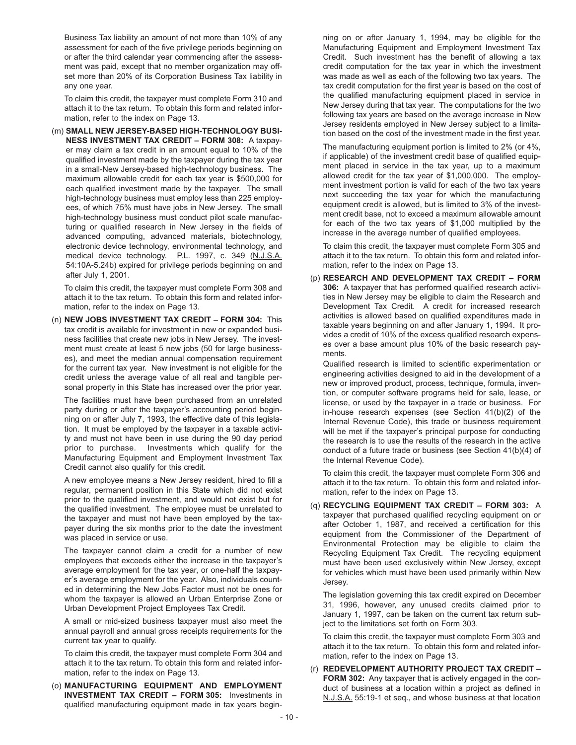Business Tax liability an amount of not more than 10% of any assessment for each of the five privilege periods beginning on or after the third calendar year commencing after the assessment was paid, except that no member organization may offset more than 20% of its Corporation Business Tax liability in any one year.

To claim this credit, the taxpayer must complete Form 310 and attach it to the tax return. To obtain this form and related information, refer to the index on Page 13.

(m) **SMALL NEW JERSEY-BASED HIGH-TECHNOLOGY BUSINESS INVESTMENT TAX CREDIT – FORM 308:** A taxpayer may claim a tax credit in an amount equal to 10% of the qualified investment made by the taxpayer during the tax year in a small-New Jersey-based high-technology business. The maximum allowable credit for each tax year is $500,000 for each qualified investment made by the taxpayer. The small high-technology business must employ less than 225 employees, of which 75% must have jobs in New Jersey. The small high-technology business must conduct pilot scale manufacturing or qualified research in New Jersey in the fields of advanced computing, advanced materials, biotechnology, electronic device technology, environmental technology, and medical device technology. P.L. 1997, c. 349 (N.J.S.A. 54:10A-5.24b) expired for privilege periods beginning on and after July 1, 2001.

To claim this credit, the taxpayer must complete Form 308 and attach it to the tax return. To obtain this form and related information, refer to the index on Page 13.

(n) **NEW JOBS INVESTMENT TAX CREDIT – FORM 304:** This tax credit is available for investment in new or expanded business facilities that create new jobs in New Jersey. The investment must create at least 5 new jobs (50 for large businesses), and meet the median annual compensation requirement for the current tax year. New investment is not eligible for the credit unless the average value of all real and tangible personal property in this State has increased over the prior year.

The facilities must have been purchased from an unrelated party during or after the taxpayer's accounting period beginning on or after July 7, 1993, the effective date of this legislation. It must be employed by the taxpayer in a taxable activity and must not have been in use during the 90 day period prior to purchase. Investments which qualify for the Manufacturing Equipment and Employment Investment Tax Credit cannot also qualify for this credit.

A new employee means a New Jersey resident, hired to fill a regular, permanent position in this State which did not exist prior to the qualified investment, and would not exist but for the qualified investment. The employee must be unrelated to the taxpayer and must not have been employed by the taxpayer during the six months prior to the date the investment was placed in service or use.

The taxpayer cannot claim a credit for a number of new employees that exceeds either the increase in the taxpayer's average employment for the tax year, or one-half the taxpayer's average employment for the year. Also, individuals counted in determining the New Jobs Factor must not be ones for whom the taxpayer is allowed an Urban Enterprise Zone or Urban Development Project Employees Tax Credit.

A small or mid-sized business taxpayer must also meet the annual payroll and annual gross receipts requirements for the current tax year to qualify.

To claim this credit, the taxpayer must complete Form 304 and attach it to the tax return. To obtain this form and related information, refer to the index on Page 13.

(o) **MANUFACTURING EQUIPMENT AND EMPLOYMENT INVESTMENT TAX CREDIT – FORM 305:** Investments in qualified manufacturing equipment made in tax years beginning on or after January 1, 1994, may be eligible for the Manufacturing Equipment and Employment Investment Tax Credit. Such investment has the benefit of allowing a tax credit computation for the tax year in which the investment was made as well as each of the following two tax years. The tax credit computation for the first year is based on the cost of the qualified manufacturing equipment placed in service in New Jersey during that tax year. The computations for the two following tax years are based on the average increase in New Jersey residents employed in New Jersey subject to a limitation based on the cost of the investment made in the first year.

The manufacturing equipment portion is limited to 2% (or 4%, if applicable) of the investment credit base of qualified equipment placed in service in the tax year, up to a maximum allowed credit for the tax year of $1,000,000. The employment investment portion is valid for each of the two tax years next succeeding the tax year for which the manufacturing equipment credit is allowed, but is limited to 3% of the investment credit base, not to exceed a maximum allowable amount for each of the two tax years of $1,000 multiplied by the increase in the average number of qualified employees.

To claim this credit, the taxpayer must complete Form 305 and attach it to the tax return. To obtain this form and related information, refer to the index on Page 13.

(p) **RESEARCH AND DEVELOPMENT TAX CREDIT – FORM 306:** A taxpayer that has performed qualified research activities in New Jersey may be eligible to claim the Research and Development Tax Credit. A credit for increased research activities is allowed based on qualified expenditures made in taxable years beginning on and after January 1, 1994. It provides a credit of 10% of the excess qualified research expenses over a base amount plus 10% of the basic research payments.

Qualified research is limited to scientific experimentation or engineering activities designed to aid in the development of a new or improved product, process, technique, formula, invention, or computer software programs held for sale, lease, or license, or used by the taxpayer in a trade or business. For in-house research expenses (see Section 41(b)(2) of the Internal Revenue Code), this trade or business requirement will be met if the taxpayer's principal purpose for conducting the research is to use the results of the research in the active conduct of a future trade or business (see Section 41(b)(4) of the Internal Revenue Code).

To claim this credit, the taxpayer must complete Form 306 and attach it to the tax return. To obtain this form and related information, refer to the index on Page 13.

(q) **RECYCLING EQUIPMENT TAX CREDIT – FORM 303:** A taxpayer that purchased qualified recycling equipment on or after October 1, 1987, and received a certification for this equipment from the Commissioner of the Department of Environmental Protection may be eligible to claim the Recycling Equipment Tax Credit. The recycling equipment must have been used exclusively within New Jersey, except for vehicles which must have been used primarily within New Jersey.

The legislation governing this tax credit expired on December 31, 1996, however, any unused credits claimed prior to January 1, 1997, can be taken on the current tax return subject to the limitations set forth on Form 303.

To claim this credit, the taxpayer must complete Form 303 and attach it to the tax return. To obtain this form and related information, refer to the index on Page 13.

(r) **REDEVELOPMENT AUTHORITY PROJECT TAX CREDIT – FORM 302:** Any taxpayer that is actively engaged in the conduct of business at a location within a project as defined in N.J.S.A. 55:19-1 et seq., and whose business at that location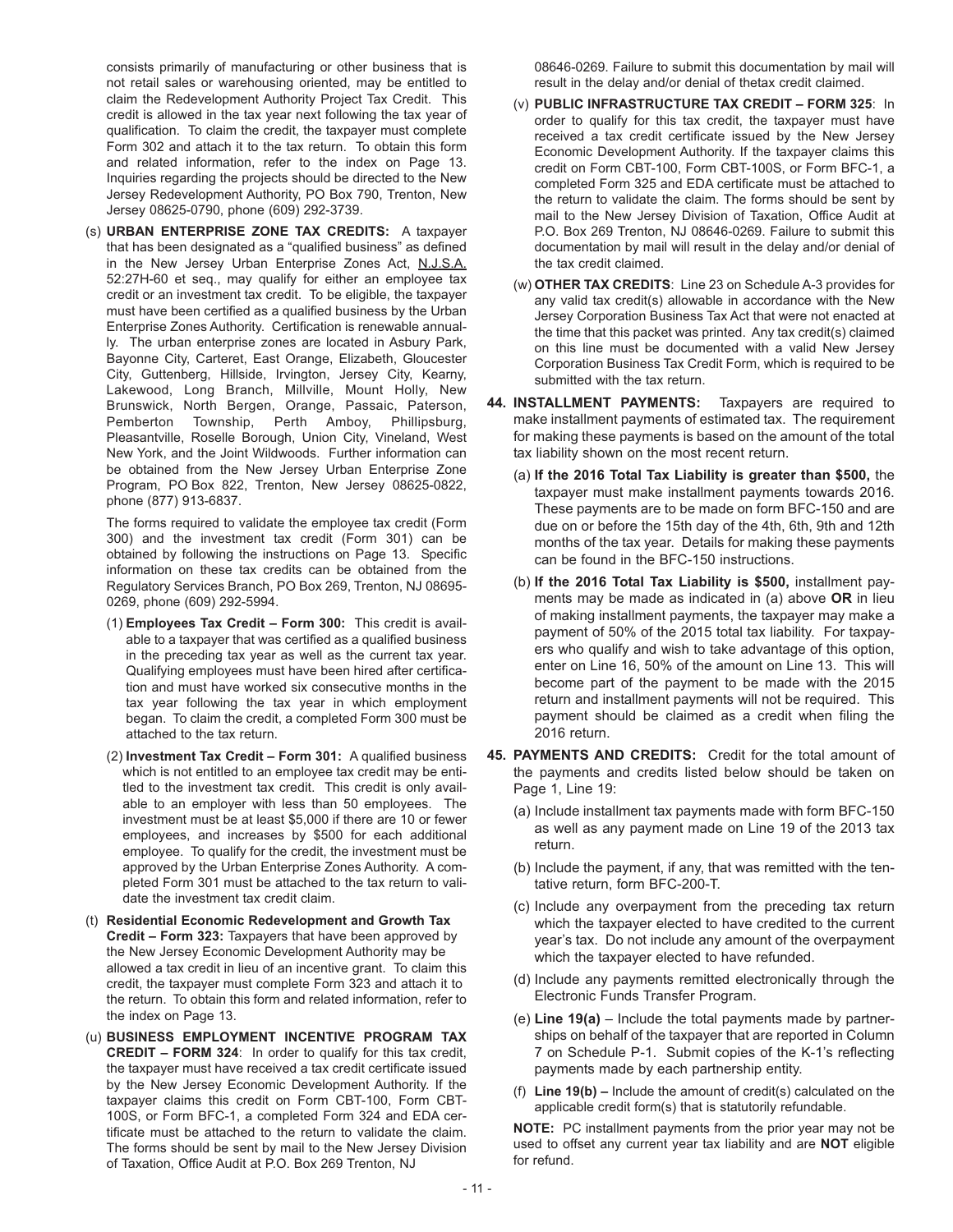consists primarily of manufacturing or other business that is not retail sales or warehousing oriented, may be entitled to claim the Redevelopment Authority Project Tax Credit. This credit is allowed in the tax year next following the tax year of qualification. To claim the credit, the taxpayer must complete Form 302 and attach it to the tax return. To obtain this form and related information, refer to the index on Page 13. Inquiries regarding the projects should be directed to the New Jersey Redevelopment Authority, PO Box 790, Trenton, New Jersey 08625-0790, phone (609) 292-3739.

(s) **URBAN ENTERPRISE ZONE TAX CREDITS:** A taxpayer that has been designated as a "qualified business" as defined in the New Jersey Urban Enterprise Zones Act, N.J.S.A. 52:27H-60 et seq., may qualify for either an employee tax credit or an investment tax credit. To be eligible, the taxpayer must have been certified as a qualified business by the Urban Enterprise Zones Authority. Certification is renewable annually. The urban enterprise zones are located in Asbury Park, Bayonne City, Carteret, East Orange, Elizabeth, Gloucester City, Guttenberg, Hillside, Irvington, Jersey City, Kearny, Lakewood, Long Branch, Millville, Mount Holly, New Brunswick, North Bergen, Orange, Passaic, Paterson, Pemberton Township, Perth Amboy, Phillipsburg, Pleasantville, Roselle Borough, Union City, Vineland, West New York, and the Joint Wildwoods. Further information can be obtained from the New Jersey Urban Enterprise Zone Program, PO Box 822, Trenton, New Jersey 08625-0822, phone (877) 913-6837.

The forms required to validate the employee tax credit (Form 300) and the investment tax credit (Form 301) can be obtained by following the instructions on Page 13. Specific information on these tax credits can be obtained from the Regulatory Services Branch, PO Box 269, Trenton, NJ 08695-0269, phone (609) 292-5994.

(1) **Employees Tax Credit – Form 300:** This credit is available to a taxpayer that was certified as a qualified business in the preceding tax year as well as the current tax year. Qualifying employees must have been hired after certification and must have worked six consecutive months in the tax year following the tax year in which employment began. To claim the credit, a completed Form 300 must be attached to the tax return.

(2) **Investment Tax Credit – Form 301:** A qualified business which is not entitled to an employee tax credit may be entitled to the investment tax credit. This credit is only available to an employer with less than 50 employees. The investment must be at least $5,000 if there are 10 or fewer employees, and increases by $500 for each additional employee. To qualify for the credit, the investment must be approved by the Urban Enterprise Zones Authority. A completed Form 301 must be attached to the tax return to validate the investment tax credit claim.

(t) **Residential Economic Redevelopment and Growth Tax Credit – Form 323:** Taxpayers that have been approved by the New Jersey Economic Development Authority may be allowed a tax credit in lieu of an incentive grant. To claim this credit, the taxpayer must complete Form 323 and attach it to the return. To obtain this form and related information, refer to the index on Page 13.

(u) **BUSINESS EMPLOYMENT INCENTIVE PROGRAM TAX CREDIT – FORM 324**: In order to qualify for this tax credit, the taxpayer must have received a tax credit certificate issued by the New Jersey Economic Development Authority. If the taxpayer claims this credit on Form CBT-100, Form CBT-100S, or Form BFC-1, a completed Form 324 and EDA certificate must be attached to the return to validate the claim. The forms should be sent by mail to the New Jersey Division of Taxation, Office Audit at P.O. Box 269 Trenton, NJ 08646-0269. Failure to submit this documentation by mail will result in the delay and/or denial of thetax credit claimed.

(v) **PUBLIC INFRASTRUCTURE TAX CREDIT – FORM 325**: In order to qualify for this tax credit, the taxpayer must have received a tax credit certificate issued by the New Jersey Economic Development Authority. If the taxpayer claims this credit on Form CBT-100, Form CBT-100S, or Form BFC-1, a completed Form 325 and EDA certificate must be attached to the return to validate the claim. The forms should be sent by mail to the New Jersey Division of Taxation, Office Audit at P.O. Box 269 Trenton, NJ 08646-0269. Failure to submit this documentation by mail will result in the delay and/or denial of the tax credit claimed.

(w) **OTHER TAX CREDITS**: Line 23 on Schedule A-3 provides for any valid tax credit(s) allowable in accordance with the New Jersey Corporation Business Tax Act that were not enacted at the time that this packet was printed. Any tax credit(s) claimed on this line must be documented with a valid New Jersey Corporation Business Tax Credit Form, which is required to be submitted with the tax return.

**44. INSTALLMENT PAYMENTS:** Taxpayers are required to make installment payments of estimated tax. The requirement for making these payments is based on the amount of the total tax liability shown on the most recent return.

(a) **If the 2016 Total Tax Liability is greater than $500,** the taxpayer must make installment payments towards 2016. These payments are to be made on form BFC-150 and are due on or before the 15th day of the 4th, 6th, 9th and 12th months of the tax year. Details for making these payments can be found in the BFC-150 instructions.

(b) **If the 2016 Total Tax Liability is $500,** installment payments may be made as indicated in (a) above **OR** in lieu of making installment payments, the taxpayer may make a payment of 50% of the 2015 total tax liability. For taxpayers who qualify and wish to take advantage of this option, enter on Line 16, 50% of the amount on Line 13. This will become part of the payment to be made with the 2015 return and installment payments will not be required. This payment should be claimed as a credit when filing the 2016 return.

**45. PAYMENTS AND CREDITS:** Credit for the total amount of the payments and credits listed below should be taken on Page 1, Line 19:

(a) Include installment tax payments made with form BFC-150 as well as any payment made on Line 19 of the 2013 tax return.

(b) Include the payment, if any, that was remitted with the tentative return, form BFC-200-T.

(c) Include any overpayment from the preceding tax return which the taxpayer elected to have credited to the current year's tax. Do not include any amount of the overpayment which the taxpayer elected to have refunded.

(d) Include any payments remitted electronically through the Electronic Funds Transfer Program.

(e) **Line 19(a)** – Include the total payments made by partnerships on behalf of the taxpayer that are reported in Column 7 on Schedule P-1. Submit copies of the K-1's reflecting payments made by each partnership entity.

(f) **Line 19(b) –** Include the amount of credit(s) calculated on the applicable credit form(s) that is statutorily refundable.

**NOTE:** PC installment payments from the prior year may not be used to offset any current year tax liability and are **NOT** eligible for refund.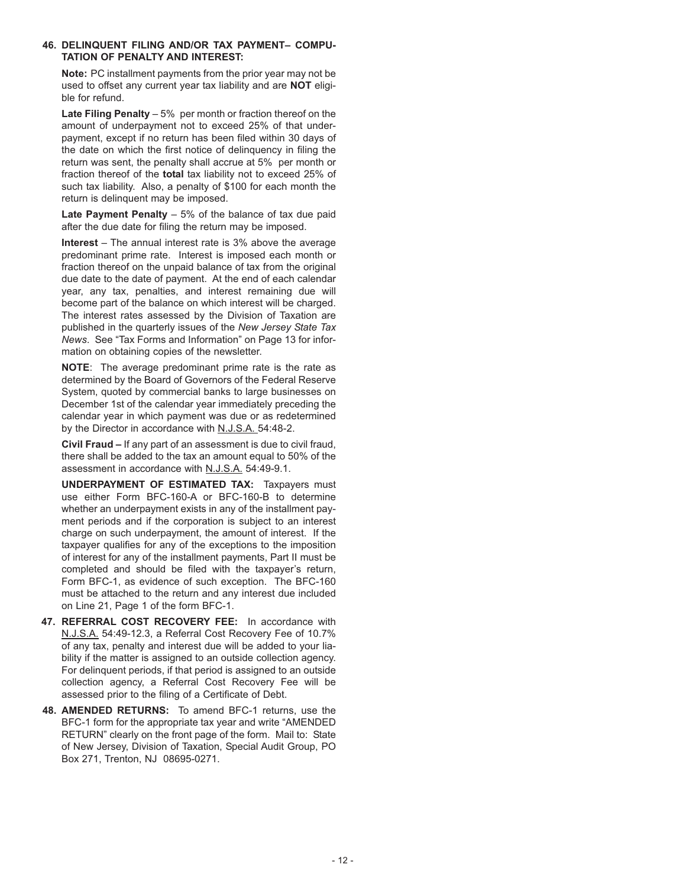**46. DELINQUENT FILING AND/OR TAX PAYMENT– COMPUTATION OF PENALTY AND INTEREST:**

**Note:** PC installment payments from the prior year may not be used to offset any current year tax liability and are **NOT** eligible for refund.

**Late Filing Penalty** – 5% per month or fraction thereof on the amount of underpayment not to exceed 25% of that underpayment, except if no return has been filed within 30 days of the date on which the first notice of delinquency in filing the return was sent, the penalty shall accrue at 5% per month or fraction thereof of the **total** tax liability not to exceed 25% of such tax liability. Also, a penalty of $100 for each month the return is delinquent may be imposed.

**Late Payment Penalty** – 5% of the balance of tax due paid after the due date for filing the return may be imposed.

**Interest** – The annual interest rate is 3% above the average predominant prime rate. Interest is imposed each month or fraction thereof on the unpaid balance of tax from the original due date to the date of payment. At the end of each calendar year, any tax, penalties, and interest remaining due will become part of the balance on which interest will be charged. The interest rates assessed by the Division of Taxation are published in the quarterly issues of the *New Jersey State Tax News*. See "Tax Forms and Information" on Page 13 for information on obtaining copies of the newsletter.

**NOTE**: The average predominant prime rate is the rate as determined by the Board of Governors of the Federal Reserve System, quoted by commercial banks to large businesses on December 1st of the calendar year immediately preceding the calendar year in which payment was due or as redetermined by the Director in accordance with N.J.S.A. 54:48-2.

**Civil Fraud –** If any part of an assessment is due to civil fraud, there shall be added to the tax an amount equal to 50% of the assessment in accordance with N.J.S.A. 54:49-9.1.

**UNDERPAYMENT OF ESTIMATED TAX:** Taxpayers must use either Form BFC-160-A or BFC-160-B to determine whether an underpayment exists in any of the installment payment periods and if the corporation is subject to an interest charge on such underpayment, the amount of interest. If the taxpayer qualifies for any of the exceptions to the imposition of interest for any of the installment payments, Part II must be completed and should be filed with the taxpayer's return, Form BFC-1, as evidence of such exception. The BFC-160 must be attached to the return and any interest due included on Line 21, Page 1 of the form BFC-1.

**47. REFERRAL COST RECOVERY FEE:** In accordance with N.J.S.A. 54:49-12.3, a Referral Cost Recovery Fee of 10.7% of any tax, penalty and interest due will be added to your liability if the matter is assigned to an outside collection agency. For delinquent periods, if that period is assigned to an outside collection agency, a Referral Cost Recovery Fee will be assessed prior to the filing of a Certificate of Debt.

**48. AMENDED RETURNS:** To amend BFC-1 returns, use the BFC-1 form for the appropriate tax year and write "AMENDED RETURN" clearly on the front page of the form. Mail to: State of New Jersey, Division of Taxation, Special Audit Group, PO Box 271, Trenton, NJ 08695-0271.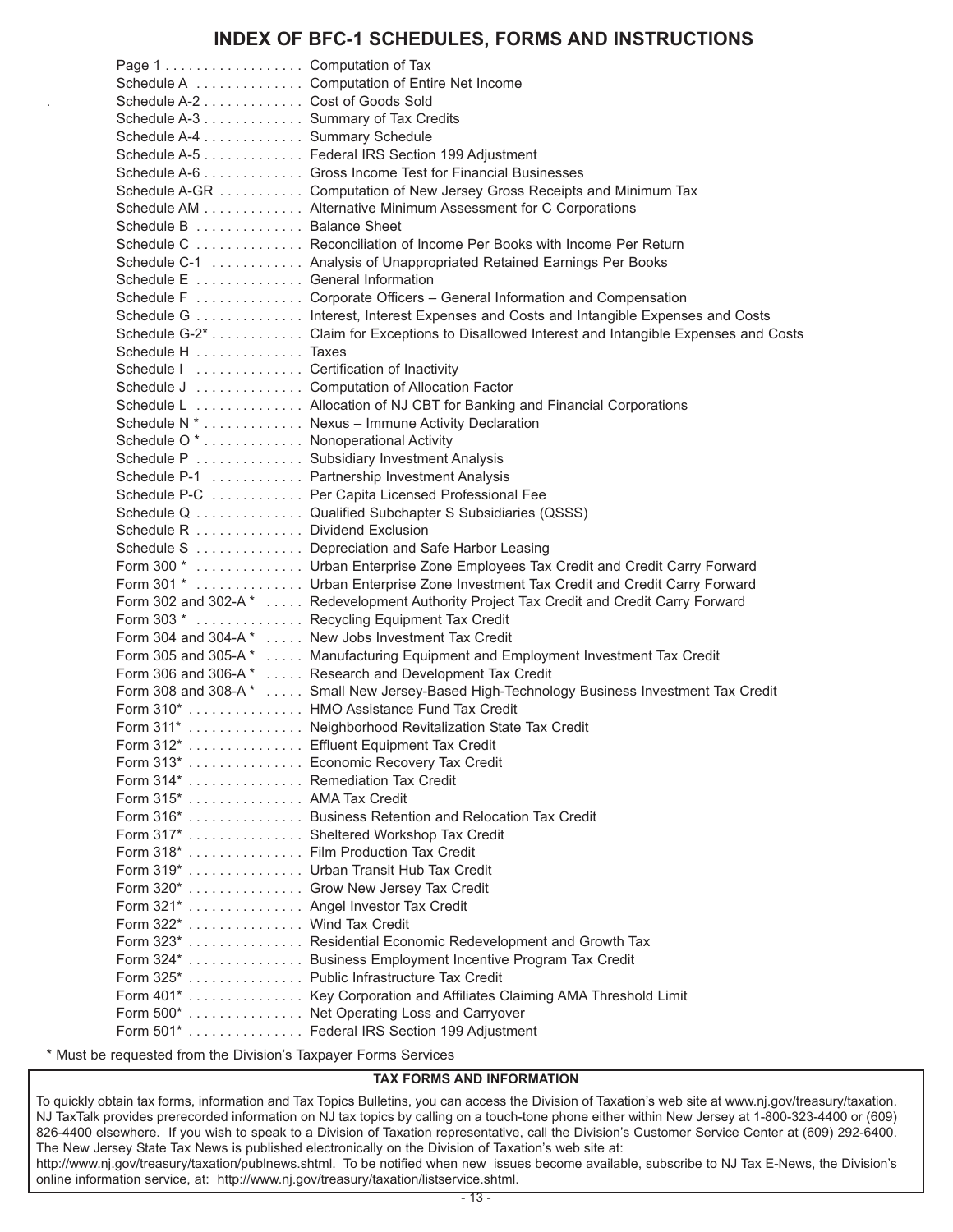# INDEX OF BFC-1 SCHEDULES, FORMS AND INSTRUCTIONS

| | |
|---|---|
| Page 1 | Computation of Tax |
| Schedule A | Computation of Entire Net Income |
| Schedule A-2 | Cost of Goods Sold |
| Schedule A-3 | Summary of Tax Credits |
| Schedule A-4 | Summary Schedule |
| Schedule A-5 | Federal IRS Section 199 Adjustment |
| Schedule A-6 | Gross Income Test for Financial Businesses |
| Schedule A-GR | Computation of New Jersey Gross Receipts and Minimum Tax |
| Schedule AM | Alternative Minimum Assessment for C Corporations |
| Schedule B | Balance Sheet |
| Schedule C | Reconciliation of Income Per Books with Income Per Return |
| Schedule C-1 | Analysis of Unappropriated Retained Earnings Per Books |
| Schedule E | General Information |
| Schedule F | Corporate Officers – General Information and Compensation |
| Schedule G | Interest, Interest Expenses and Costs and Intangible Expenses and Costs |
| Schedule G-2* | Claim for Exceptions to Disallowed Interest and Intangible Expenses and Costs |
| Schedule H | Taxes |
| Schedule I | Certification of Inactivity |
| Schedule J | Computation of Allocation Factor |
| Schedule L | Allocation of NJ CBT for Banking and Financial Corporations |
| Schedule N * | Nexus – Immune Activity Declaration |
| Schedule O * | Nonoperational Activity |
| Schedule P | Subsidiary Investment Analysis |
| Schedule P-1 | Partnership Investment Analysis |
| Schedule P-C | Per Capita Licensed Professional Fee |
| Schedule Q | Qualified Subchapter S Subsidiaries (QSSS) |
| Schedule R | Dividend Exclusion |
| Schedule S | Depreciation and Safe Harbor Leasing |
| Form 300 * | Urban Enterprise Zone Employees Tax Credit and Credit Carry Forward |
| Form 301 * | Urban Enterprise Zone Investment Tax Credit and Credit Carry Forward |
| Form 302 and 302-A * | Redevelopment Authority Project Tax Credit and Credit Carry Forward |
| Form 303 * | Recycling Equipment Tax Credit |
| Form 304 and 304-A * | New Jobs Investment Tax Credit |
| Form 305 and 305-A * | Manufacturing Equipment and Employment Investment Tax Credit |
| Form 306 and 306-A * | Research and Development Tax Credit |
| Form 308 and 308-A * | Small New Jersey-Based High-Technology Business Investment Tax Credit |
| Form 310* | HMO Assistance Fund Tax Credit |
| Form 311* | Neighborhood Revitalization State Tax Credit |
| Form 312* | Effluent Equipment Tax Credit |
| Form 313* | Economic Recovery Tax Credit |
| Form 314* | Remediation Tax Credit |
| Form 315* | AMA Tax Credit |
| Form 316* | Business Retention and Relocation Tax Credit |
| Form 317* | Sheltered Workshop Tax Credit |
| Form 318* | Film Production Tax Credit |
| Form 319* | Urban Transit Hub Tax Credit |
| Form 320* | Grow New Jersey Tax Credit |
| Form 321* | Angel Investor Tax Credit |
| Form 322* | Wind Tax Credit |
| Form 323* | Residential Economic Redevelopment and Growth Tax |
| Form 324* | Business Employment Incentive Program Tax Credit |
| Form 325* | Public Infrastructure Tax Credit |
| Form 401* | Key Corporation and Affiliates Claiming AMA Threshold Limit |
| Form 500* | Net Operating Loss and Carryover |
| Form 501* | Federal IRS Section 199 Adjustment |

\* Must be requested from the Division's Taxpayer Forms Services

**TAX FORMS AND INFORMATION**

To quickly obtain tax forms, information and Tax Topics Bulletins, you can access the Division of Taxation's web site at www.nj.gov/treasury/taxation. NJ TaxTalk provides prerecorded information on NJ tax topics by calling on a touch-tone phone either within New Jersey at 1-800-323-4400 or (609) 826-4400 elsewhere. If you wish to speak to a Division of Taxation representative, call the Division's Customer Service Center at (609) 292-6400. The New Jersey State Tax News is published electronically on the Division of Taxation's web site at: http://www.nj.gov/treasury/taxation/publnews.shtml. To be notified when new issues become available, subscribe to NJ Tax E-News, the Division's online information service, at: http://www.nj.gov/treasury/taxation/listservice.shtml.